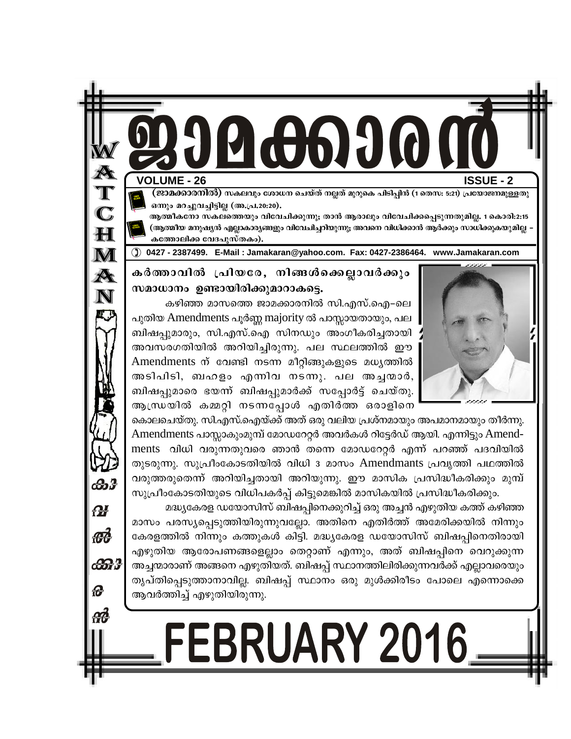# ജാമക്കാരൻ

**VOLUME - 26** **ISSUE - 2**

**(ജാമക്കാരനിൽ)** സകലവും ശോധന ചെയ്ത് നല്ലത് മുറുകെ പിടിപ്പിൻ (1 തെസ: 5:21) പ്രയോജനമുള്ളതു ഒന്നും മറച്ചുവച്ചിട്ടില്ല (അ.പ്ര.20:20).

ആത്മീകനോ സകലത്തെയും വിവേചിക്കുന്നു; താൻ ആരാലും വിവേചിക്കപ്പെടുന്നതുമില്ല. 1 കൊരി:2:15 (ആത്മീയ മനുഷ്യൻ എല്ലാകാര്യങ്ങളും വിവേചിച്ചറിയുന്നു; അവനെ വിധിക്കാൻ ആർക്കും സാധിക്കുകയുമില്ല – കത്തോലിക്ക വേദപുസ്തകം).

0427 - 2387499. E-Mail : Jamakaran@yahoo.com. Fax: 0427-2386464. www.Jamakaran.com

**കർത്താവിൽ പ്രിയരേ, നിങ്ങൾക്കെല്ലാവർക്കും സമാധാനം ഉണ്ടായിരിക്കുമാറാകട്ടെ.**

കഴിഞ്ഞ മാസത്തെ ജാമക്കാരനിൽ സി.എസ്.ഐ–ലെ പുതിയ Amendments പൂർണ്ണ majority ൽ പാസ്സായതായും, പല ബിഷപ്പുമാരും, സി.എസ്.ഐ സിനഡും അംഗീകരിച്ചതായി അവസരഗതിയിൽ അറിയിച്ചിരുന്നു. പല സ്ഥലത്തിൽ ഈ Amendments ന് വേണ്ടി നടന്ന മീറ്റിങ്ങുകളുടെ മധ്യത്തിൽ അടിപിടി, ബഹളം എന്നിവ നടന്നു. പല അച്ചന്മാർ, ബിഷപ്പുമാരെ ഭയന്ന് ബിഷപ്പുമാർക്ക് സപ്പോർട്ട് ചെയ്തു. ആന്ധ്രയിൽ കമ്മറ്റി നടന്നപ്പോൾ എതിർത്ത ഒരാളിനെ കൊലചെയ്തു. സി.എസ്.ഐയ്ക്ക് അത് ഒരു വലിയ പ്രശ്നമായും അപമാനമായും തീർന്നു. Amendments പാസ്സാകുംമുമ്പ് മോഡറേറ്റർ അവർകൾ റിട്ടേർഡ് ആയി. എന്നിട്ടും Amendments വിധി വരുന്നതുവരെ ഞാൻ തന്നെ മോഡറേറ്റർ എന്ന് പറഞ്ഞ് പദവിയിൽ തുടരുന്നു. സുപ്രീംകോടതിയിൽ വിധി 3 മാസം Amendmants പ്രവൃത്തി പഥത്തിൽ വരുത്തരുതെന്ന് അറിയിച്ചതായി അറിയുന്നു. ഈ മാസിക പ്രസിദ്ധീകരിക്കും മുമ്പ് സുപ്രീംകോടതിയുടെ വിധിപകർപ്പ് കിട്ടുമെങ്കിൽ മാസികയിൽ പ്രസിദ്ധീകരിക്കും.

മദ്ധ്യകേരള ഡയോസിസ് ബിഷപ്പിനെക്കുറിച്ച് ഒരു അച്ചൻ എഴുതിയ കത്ത് കഴിഞ്ഞ മാസം പരസ്യപ്പെടുത്തിയിരുന്നുവല്ലോ. അതിനെ എതിർത്ത് അമേരിക്കയിൽ നിന്നും കേരളത്തിൽ നിന്നും കത്തുകൾ കിട്ടി. മദ്ധ്യകേരള ഡയോസിസ് ബിഷപ്പിനെതിരായി എഴുതിയ ആരോപണങ്ങളെല്ലാം തെറ്റാണ് എന്നും, അത് ബിഷപ്പിനെ വെറുക്കുന്ന അച്ചന്മാരാണ് അങ്ങനെ എഴുതിയത്. ബിഷപ്പ് സ്ഥാനത്തിലിരിക്കുന്നവർക്ക് എല്ലാവരെയും തൃപ്തിപ്പെടുത്താനാവില്ല. ബിഷപ്പ് സ്ഥാനം ഒരു മുൾക്കിരീടം പോലെ എന്നൊക്കെ ആവർത്തിച്ച് എഴുതിയിരുന്നു.

# FEBRUARY 2016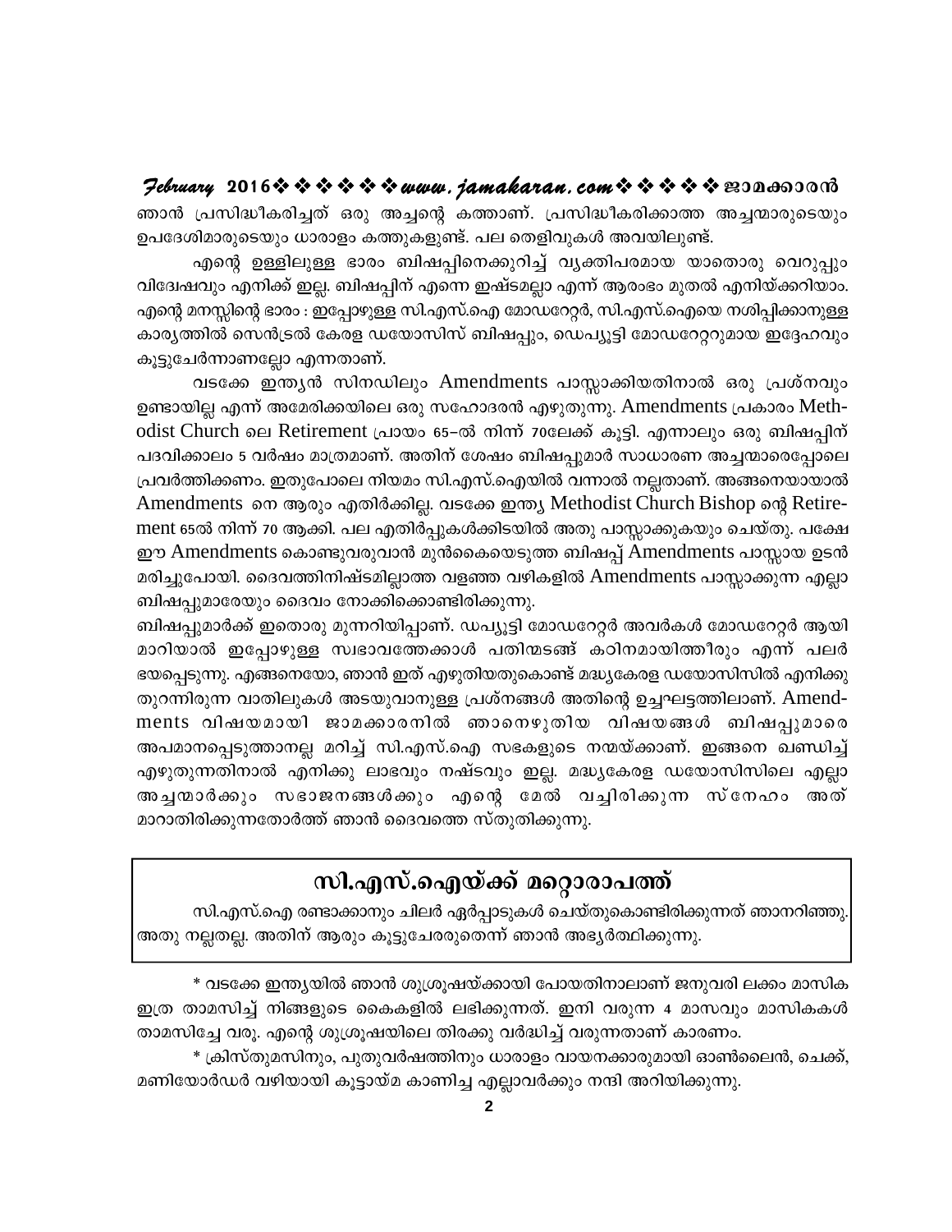ഞാൻ പ്രസിദ്ധീകരിച്ചത് ഒരു അച്ചന്റെ കത്താണ്. പ്രസിദ്ധീകരിക്കാത്ത അച്ചന്മാരുടെയും ഉപദേശിമാരുടെയും ധാരാളം കത്തുകളുണ്ട്. പല തെളിവുകൾ അവയിലുണ്ട്.

എന്റെ ഉള്ളിലുള്ള ഭാരം ബിഷപ്പിനെക്കുറിച്ച് വ്യക്തിപരമായ യാതൊരു വെറുപ്പും വിദ്വേഷവും എനിക്ക് ഇല്ല. ബിഷപ്പിന് എന്നെ ഇഷ്ടമല്ലാ എന്ന് ആരംഭം മുതൽ എനിയ്ക്കറിയാം. എന്റെ മനസ്സിന്റെ ഭാരം : ഇപ്പോഴുള്ള സി.എസ്.ഐ മോഡറേറ്റർ, സി.എസ്.ഐയെ നശിപ്പിക്കാനുള്ള കാര്യത്തിൽ സെൻട്രൽ കേരള ഡയോസിസ് ബിഷപ്പും, ഡെപ്യൂട്ടി മോഡറേറ്ററുമായ ഇദ്ദേഹവും കൂട്ടുചേർന്നാണല്ലോ എന്നതാണ്.

വടക്കേ ഇന്ത്യൻ സിനഡിലും Amendments പാസ്സാക്കിയതിനാൽ ഒരു പ്രശ്നവും ഉണ്ടായില്ല എന്ന് അമേരിക്കയിലെ ഒരു സഹോദരൻ എഴുതുന്നു. Amendments പ്രകാരം Methodist Church ലെ Retirement പ്രായം 65–ൽ നിന്ന് 70ലേക്ക് കൂട്ടി. എന്നാലും ഒരു ബിഷപ്പിന് പദവിക്കാലം 5 വർഷം മാത്രമാണ്. അതിന് ശേഷം ബിഷപ്പുമാർ സാധാരണ അച്ചന്മാരെപ്പോലെ പ്രവർത്തിക്കണം. ഇതുപോലെ നിയമം സി.എസ്.ഐയിൽ വന്നാൽ നല്ലതാണ്. അങ്ങനെയായാൽ Amendments നെ ആരും എതിർക്കില്ല. വടക്കേ ഇന്ത്യ Methodist Church Bishop ന്റെ Retirement 65ൽ നിന്ന് 70 ആക്കി. പല എതിർപ്പുകൾക്കിടയിൽ അതു പാസ്സാക്കുകയും ചെയ്തു. പക്ഷേ ഈ Amendments കൊണ്ടുവരുവാൻ മുൻകൈയെടുത്ത ബിഷപ്പ് Amendments പാസ്സായ ഉടൻ മരിച്ചുപോയി. ദൈവത്തിനിഷ്ടമില്ലാത്ത വളഞ്ഞ വഴികളിൽ Amendments പാസ്സാക്കുന്ന എല്ലാ ബിഷപ്പുമാരേയും ദൈവം നോക്കിക്കൊണ്ടിരിക്കുന്നു.

ബിഷപ്പുമാർക്ക് ഇതൊരു മുന്നറിയിപ്പാണ്. ഡപ്യൂട്ടി മോഡറേറ്റർ അവർകൾ മോഡറേറ്റർ ആയി മാറിയാൽ ഇപ്പോഴുള്ള സ്വഭാവത്തേക്കാൾ പതിന്മടങ്ങ് കഠിനമായിത്തീരും എന്ന് പലർ ഭയപ്പെടുന്നു. എങ്ങനെയോ, ഞാൻ ഇത് എഴുതിയതുകൊണ്ട് മദ്ധ്യകേരള ഡയോസിസിൽ എനിക്കു തുറന്നിരുന്ന വാതിലുകൾ അടയുവാനുള്ള പ്രശ്നങ്ങൾ അതിന്റെ ഉച്ചഘട്ടത്തിലാണ്. Amendments വിഷയമായി ജാമക്കാരനിൽ ഞാനെഴുതിയ വിഷയങ്ങൾ ബിഷപ്പുമാരെ അപമാനപ്പെടുത്താനല്ല മറിച്ച് സി.എസ്.ഐ സഭകളുടെ നന്മയ്ക്കാണ്. ഇങ്ങനെ ഖണ്ഡിച്ച് എഴുതുന്നതിനാൽ എനിക്കു ലാഭവും നഷ്ടവും ഇല്ല. മദ്ധ്യകേരള ഡയോസിസിലെ എല്ലാ അച്ചന്മാർക്കും സഭാജനങ്ങൾക്കും എന്റെ മേൽ വച്ചിരിക്കുന്ന സ്നേഹം അത് മാറാതിരിക്കുന്നതോർത്ത് ഞാൻ ദൈവത്തെ സ്തുതിക്കുന്നു.

## സി.എസ്.ഐയ്ക്ക് മറ്റൊരാപത്ത്

സി.എസ്.ഐ രണ്ടാക്കാനും ചിലർ ഏർപ്പാടുകൾ ചെയ്തുകൊണ്ടിരിക്കുന്നത് ഞാനറിഞ്ഞു. അതു നല്ലതല്ല. അതിന് ആരും കൂട്ടുചേരരുതെന്ന് ഞാൻ അഭ്യർത്ഥിക്കുന്നു.

* വടക്കേ ഇന്ത്യയിൽ ഞാൻ ശുശ്രൂഷയ്ക്കായി പോയതിനാലാണ് ജനുവരി ലക്കം മാസിക ഇത്ര താമസിച്ച് നിങ്ങളുടെ കൈകളിൽ ലഭിക്കുന്നത്. ഇനി വരുന്ന 4 മാസവും മാസികകൾ താമസിച്ചേ വരൂ. എന്റെ ശുശ്രൂഷയിലെ തിരക്കു വർദ്ധിച്ച് വരുന്നതാണ് കാരണം.

* ക്രിസ്തുമസിനും, പുതുവർഷത്തിനും ധാരാളം വായനക്കാരുമായി ഓൺലൈൻ, ചെക്ക്, മണിയോർഡർ വഴിയായി കൂട്ടായ്മ കാണിച്ച എല്ലാവർക്കും നന്ദി അറിയിക്കുന്നു.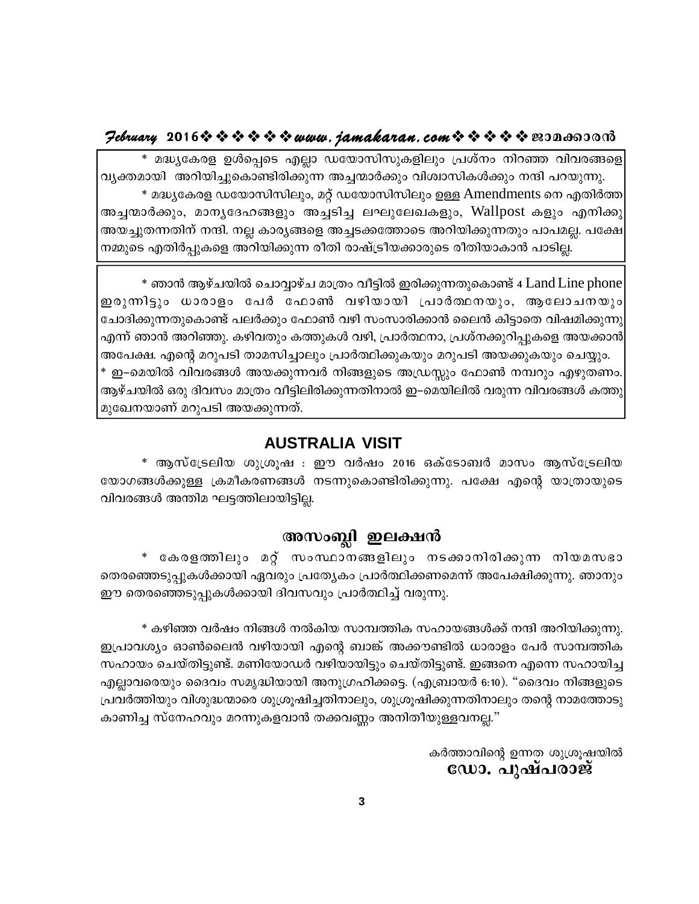* മദ്ധ്യകേരള ഉൾപ്പെടെ എല്ലാ ഡയോസിസുകളിലും പ്രശ്നം നിറഞ്ഞ വിവരങ്ങളെ വ്യക്തമായി അറിയിച്ചുകൊണ്ടിരിക്കുന്ന അച്ചന്മാർക്കും വിശ്വാസികൾക്കും നന്ദി പറയുന്നു.

* മദ്ധ്യകേരള ഡയോസിസിലും, മറ്റ് ഡയോസിസിലും ഉള്ള Amendments നെ എതിർത്ത അച്ചന്മാർക്കും, മാന്യദേഹങ്ങളും അച്ചടിച്ച ലഘുലേഖകളും, Wallpost കളും എനിക്കു അയച്ചുതന്നതിന് നന്ദി. നല്ല കാര്യങ്ങളെ അച്ചടക്കത്തോടെ അറിയിക്കുന്നതും പാപമല്ല. പക്ഷേ നമ്മുടെ എതിർപ്പുകളെ അറിയിക്കുന്ന രീതി രാഷ്ട്രീയക്കാരുടെ രീതിയാകാൻ പാടില്ല.

* ഞാൻ ആഴ്ചയിൽ ചൊവ്വാഴ്ച മാത്രം വീട്ടിൽ ഇരിക്കുന്നതുകൊണ്ട് 4 Land Line phone ഇരുന്നിട്ടും ധാരാളം പേർ ഫോൺ വഴിയായി പ്രാർത്ഥനയും, ആലോചനയും ചോദിക്കുന്നതുകൊണ്ട് പലർക്കും ഫോൺ വഴി സംസാരിക്കാൻ ലൈൻ കിട്ടാതെ വിഷമിക്കുന്നു എന്ന് ഞാൻ അറിഞ്ഞു. കഴിവതും കത്തുകൾ വഴി, പ്രാർത്ഥനാ, പ്രശ്നക്കുറിപ്പുകളെ അയക്കാൻ അപേക്ഷ. എന്റെ മറുപടി താമസിച്ചാലും പ്രാർത്ഥിക്കുകയും മറുപടി അയക്കുകയും ചെയ്യും.

* ഇ–മെയിൽ വിവരങ്ങൾ അയക്കുന്നവർ നിങ്ങളുടെ അഡ്രസ്സും ഫോൺ നമ്പറും എഴുതണം. ആഴ്ചയിൽ ഒരു ദിവസം മാത്രം വീട്ടിലിരിക്കുന്നതിനാൽ ഇ–മെയിലിൽ വരുന്ന വിവരങ്ങൾ കത്തു മുഖേനയാണ് മറുപടി അയക്കുന്നത്.

## AUSTRALIA VISIT

* ആസ്ട്രേലിയ ശുശ്രൂഷ : ഈ വർഷം 2016 ഒക്ടോബർ മാസം ആസ്ട്രേലിയ യോഗങ്ങൾക്കുള്ള ക്രമീകരണങ്ങൾ നടന്നുകൊണ്ടിരിക്കുന്നു. പക്ഷേ എന്റെ യാത്രായുടെ വിവരങ്ങൾ അന്തിമ ഘട്ടത്തിലായിട്ടില്ല.

## അസംബ്ലി ഇലക്ഷൻ

* കേരളത്തിലും മറ്റ് സംസ്ഥാനങ്ങളിലും നടക്കാനിരിക്കുന്ന നിയമസഭാ തെരഞ്ഞെടുപ്പുകൾക്കായി ഏവരും പ്രത്യേകം പ്രാർത്ഥിക്കണമെന്ന് അപേക്ഷിക്കുന്നു. ഞാനും ഈ തെരഞ്ഞെടുപ്പുകൾക്കായി ദിവസവും പ്രാർത്ഥിച്ച് വരുന്നു.

* കഴിഞ്ഞ വർഷം നിങ്ങൾ നൽകിയ സാമ്പത്തിക സഹായങ്ങൾക്ക് നന്ദി അറിയിക്കുന്നു. ഇപ്രാവശ്യം ഓൺലൈൻ വഴിയായി എന്റെ ബാങ്ക് അക്കൗണ്ടിൽ ധാരാളം പേർ സാമ്പത്തിക സഹായം ചെയ്തിട്ടുണ്ട്. മണിയോഡർ വഴിയായിട്ടും ചെയ്തിട്ടുണ്ട്. ഇങ്ങനെ എന്നെ സഹായിച്ച എല്ലാവരെയും ദൈവം സമൃദ്ധിയായി അനുഗ്രഹിക്കട്ടെ. (എബ്രായർ 6:10). "ദൈവം നിങ്ങളുടെ പ്രവർത്തിയും വിശുദ്ധന്മാരെ ശുശ്രൂഷിച്ചതിനാലും, ശുശ്രൂഷിക്കുന്നതിനാലും തന്റെ നാമത്തോടു കാണിച്ച സ്നേഹവും മറന്നുകളവാൻ തക്കവണ്ണം അനീതിയുള്ളവനല്ല."

കർത്താവിന്റെ ഉന്നത ശുശ്രൂഷയിൽ
**ഡോ. പുഷ്പരാജ്**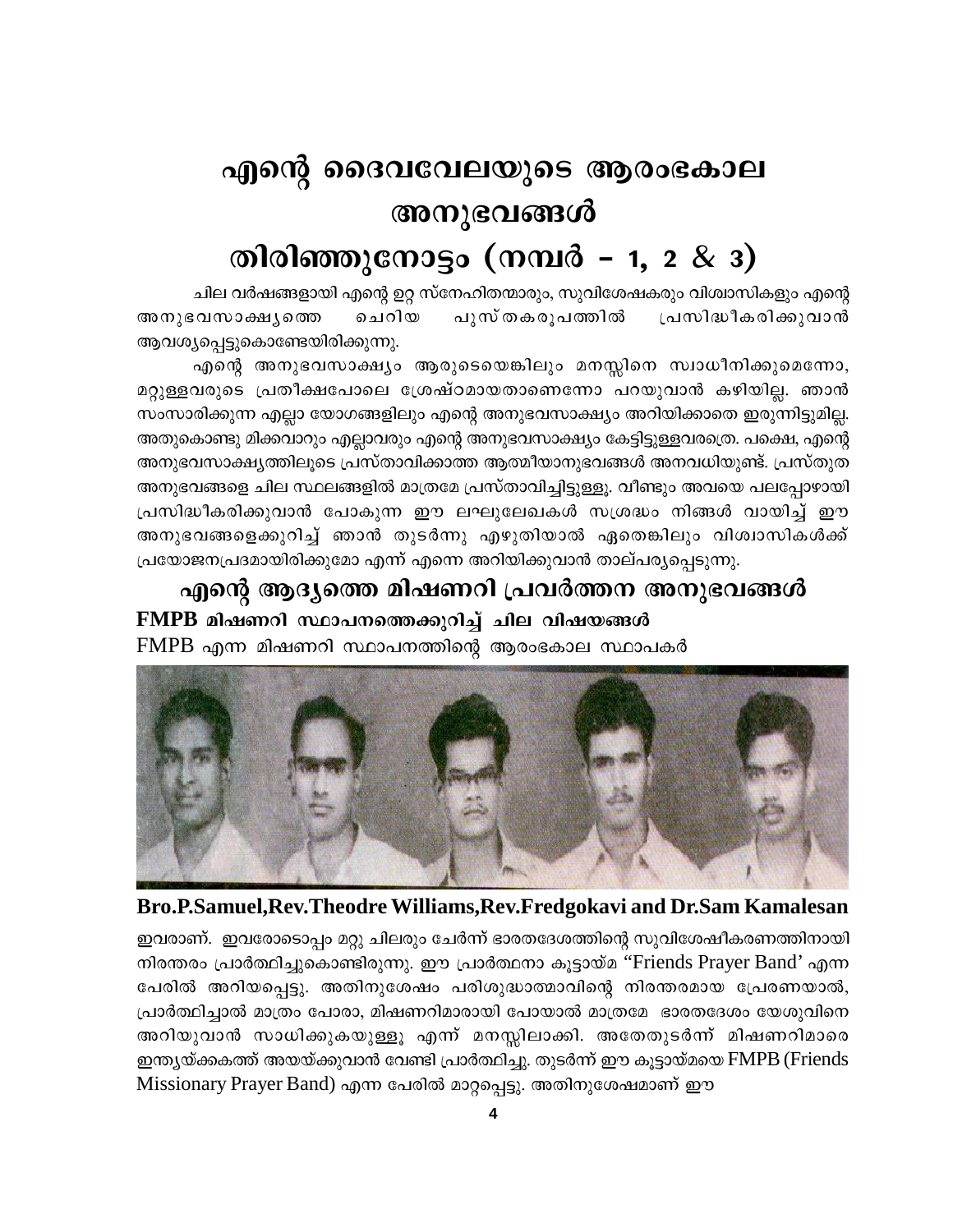# എന്റെ ദൈവവേലയുടെ ആരംഭകാല അനുഭവങ്ങൾ

# തിരിഞ്ഞുനോട്ടം (നമ്പർ – 1, 2 & 3)

ചില വർഷങ്ങളായി എന്റെ ഉറ്റ സ്നേഹിതന്മാരും, സുവിശേഷകരും വിശ്വാസികളും എന്റെ അനുഭവസാക്ഷ്യത്തെ ചെറിയ പുസ്തകരൂപത്തിൽ പ്രസിദ്ധീകരിക്കുവാൻ ആവശ്യപ്പെട്ടുകൊണ്ടേയിരിക്കുന്നു.

എന്റെ അനുഭവസാക്ഷ്യം ആരുടെയെങ്കിലും മനസ്സിനെ സ്വാധീനിക്കുമെന്നോ, മറ്റുള്ളവരുടെ പ്രതീക്ഷപോലെ ശ്രേഷ്ഠമായതാണെന്നോ പറയുവാൻ കഴിയില്ല. ഞാൻ സംസാരിക്കുന്ന എല്ലാ യോഗങ്ങളിലും എന്റെ അനുഭവസാക്ഷ്യം അറിയിക്കാതെ ഇരുന്നിട്ടുമില്ല. അതുകൊണ്ടു മിക്കവാറും എല്ലാവരും എന്റെ അനുഭവസാക്ഷ്യം കേട്ടിട്ടുള്ളവരത്രെ. പക്ഷെ, എന്റെ അനുഭവസാക്ഷ്യത്തിലൂടെ പ്രസ്താവിക്കാത്ത ആത്മീയാനുഭവങ്ങൾ അനവധിയുണ്ട്. പ്രസ്തുത അനുഭവങ്ങളെ ചില സ്ഥലങ്ങളിൽ മാത്രമേ പ്രസ്താവിച്ചിട്ടുള്ളൂ. വീണ്ടും അവയെ പലപ്പോഴായി പ്രസിദ്ധീകരിക്കുവാൻ പോകുന്ന ഈ ലഘുലേഖകൾ സശ്രദ്ധം നിങ്ങൾ വായിച്ച് ഈ അനുഭവങ്ങളെക്കുറിച്ച് ഞാൻ തുടർന്നു എഴുതിയാൽ ഏതെങ്കിലും വിശ്വാസികൾക്ക് പ്രയോജനപ്രദമായിരിക്കുമോ എന്ന് എന്നെ അറിയിക്കുവാൻ താല്പര്യപ്പെടുന്നു.

## എന്റെ ആദ്യത്തെ മിഷണറി പ്രവർത്തന അനുഭവങ്ങൾ

**FMPB മിഷണറി സ്ഥാപനത്തെക്കുറിച്ച് ചില വിഷയങ്ങൾ**

FMPB എന്ന മിഷണറി സ്ഥാപനത്തിന്റെ ആരംഭകാല സ്ഥാപകർ

**Bro.P.Samuel,Rev.Theodre Williams,Rev.Fredgokavi and Dr.Sam Kamalesan**

ഇവരാണ്. ഇവരോടൊപ്പം മറ്റു ചിലരും ചേർന്ന് ഭാരതദേശത്തിന്റെ സുവിശേഷീകരണത്തിനായി നിരന്തരം പ്രാർത്ഥിച്ചുകൊണ്ടിരുന്നു. ഈ പ്രാർത്ഥനാ കൂട്ടായ്മ "Friends Prayer Band' എന്ന പേരിൽ അറിയപ്പെട്ടു. അതിനുശേഷം പരിശുദ്ധാത്മാവിന്റെ നിരന്തരമായ പ്രേരണയാൽ, പ്രാർത്ഥിച്ചാൽ മാത്രം പോരാ, മിഷണറിമാരായി പോയാൽ മാത്രമേ ഭാരതദേശം യേശുവിനെ അറിയുവാൻ സാധിക്കുകയുള്ളൂ എന്ന് മനസ്സിലാക്കി. അതേതുടർന്ന് മിഷണറിമാരെ ഇന്ത്യയ്ക്കകത്ത് അയയ്ക്കുവാൻ വേണ്ടി പ്രാർത്ഥിച്ചു. തുടർന്ന് ഈ കൂട്ടായ്മയെ FMPB (Friends Missionary Prayer Band) എന്ന പേരിൽ മാറ്റപ്പെട്ടു. അതിനുശേഷമാണ് ഈ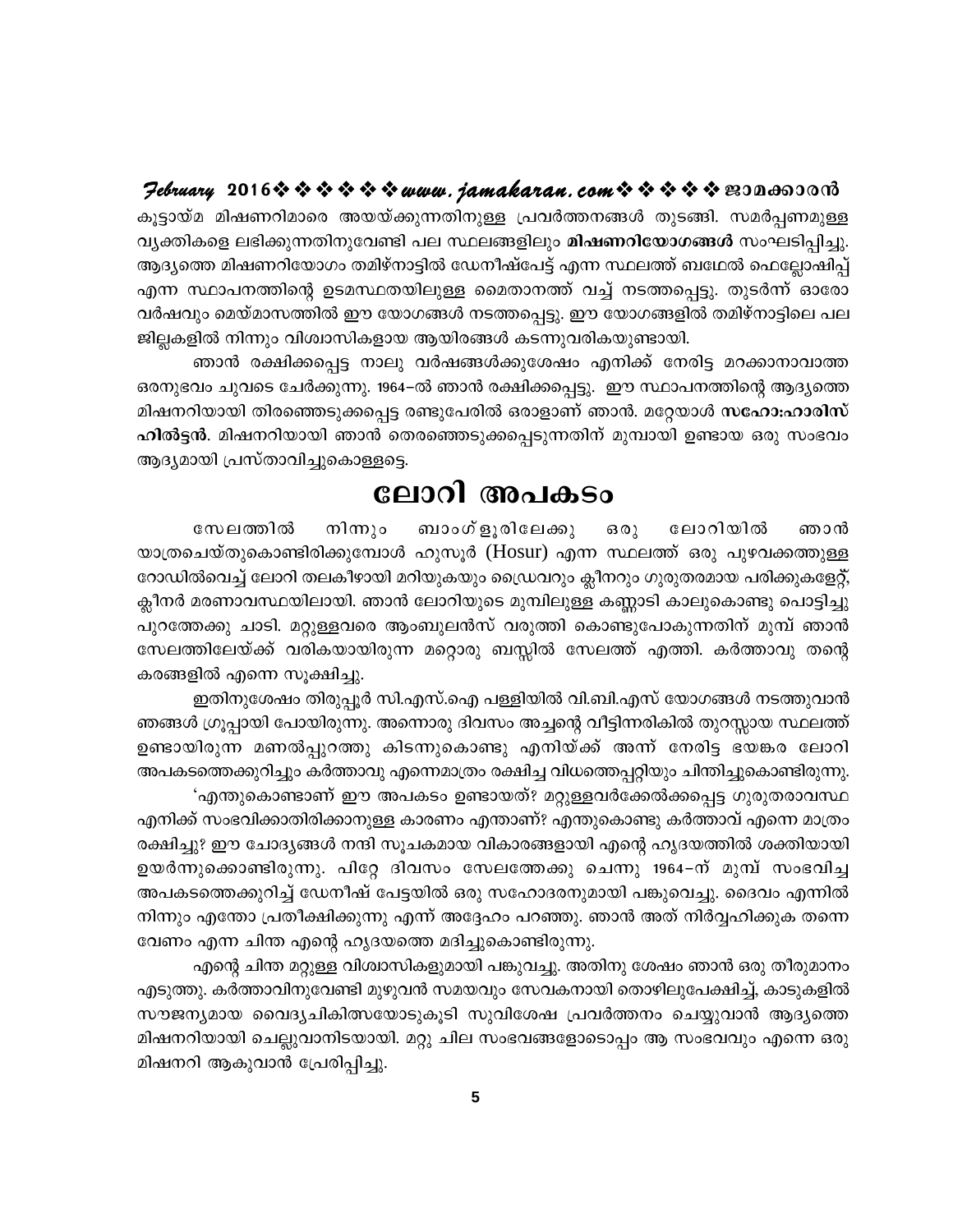കൂട്ടായ്മ മിഷണറിമാരെ അയയ്ക്കുന്നതിനുള്ള പ്രവർത്തനങ്ങൾ തുടങ്ങി. സമർപ്പണമുള്ള വ്യക്തികളെ ലഭിക്കുന്നതിനുവേണ്ടി പല സ്ഥലങ്ങളിലും **മിഷണറിയോഗങ്ങൾ** സംഘടിപ്പിച്ചു. ആദ്യത്തെ മിഷണറിയോഗം തമിഴ്നാട്ടിൽ ഡേനീഷ്പേട്ട് എന്ന സ്ഥലത്ത് ബഥേൽ ഫെല്ലോഷിപ്പ് എന്ന സ്ഥാപനത്തിന്റെ ഉടമസ്ഥതയിലുള്ള മൈതാനത്ത് വച്ച് നടത്തപ്പെട്ടു. തുടർന്ന് ഓരോ വർഷവും മെയ്മാസത്തിൽ ഈ യോഗങ്ങൾ നടത്തപ്പെട്ടു. ഈ യോഗങ്ങളിൽ തമിഴ്നാട്ടിലെ പല ജില്ലകളിൽ നിന്നും വിശ്വാസികളായ ആയിരങ്ങൾ കടന്നുവരികയുണ്ടായി.

ഞാൻ രക്ഷിക്കപ്പെട്ട നാലു വർഷങ്ങൾക്കുശേഷം എനിക്ക് നേരിട്ട മറക്കാനാവാത്ത ഒരനുഭവം ചുവടെ ചേർക്കുന്നു. 1964–ൽ ഞാൻ രക്ഷിക്കപ്പെട്ടു. ഈ സ്ഥാപനത്തിന്റെ ആദ്യത്തെ മിഷനറിയായി തിരഞ്ഞെടുക്കപ്പെട്ട രണ്ടുപേരിൽ ഒരാളാണ് ഞാൻ. മറ്റേയാൾ **സഹോ:ഹാരിസ് ഹിൽട്ടൻ**. മിഷനറിയായി ഞാൻ തെരഞ്ഞെടുക്കപ്പെടുന്നതിന് മുമ്പായി ഉണ്ടായ ഒരു സംഭവം ആദ്യമായി പ്രസ്താവിച്ചുകൊള്ളട്ടെ.

# ലോറി അപകടം

സേലത്തിൽ നിന്നും ബാംഗ്ളൂരിലേക്കു ഒരു ലോറിയിൽ ഞാൻ യാത്രചെയ്തുകൊണ്ടിരിക്കുമ്പോൾ ഹുസൂർ (Hosur) എന്ന സ്ഥലത്ത് ഒരു പുഴവക്കത്തുള്ള റോഡിൽവെച്ച് ലോറി തലകീഴായി മറിയുകയും ഡ്രൈവറും ക്ലീനറും ഗുരുതരമായ പരിക്കുകളേറ്റ്, ക്ലീനർ മരണാവസ്ഥയിലായി. ഞാൻ ലോറിയുടെ മുമ്പിലുള്ള കണ്ണാടി കാലുകൊണ്ടു പൊട്ടിച്ചു പുറത്തേക്കു ചാടി. മറ്റുള്ളവരെ ആംബുലൻസ് വരുത്തി കൊണ്ടുപോകുന്നതിന് മുമ്പ് ഞാൻ സേലത്തിലേയ്ക്ക് വരികയായിരുന്ന മറ്റൊരു ബസ്സിൽ സേലത്ത് എത്തി. കർത്താവു തന്റെ കരങ്ങളിൽ എന്നെ സൂക്ഷിച്ചു.

ഇതിനുശേഷം തിരുപ്പൂർ സി.എസ്.ഐ പള്ളിയിൽ വി.ബി.എസ് യോഗങ്ങൾ നടത്തുവാൻ ഞങ്ങൾ ഗ്രൂപ്പായി പോയിരുന്നു. അന്നൊരു ദിവസം അച്ചന്റെ വീട്ടിന്നരികിൽ തുറസ്സായ സ്ഥലത്ത് ഉണ്ടായിരുന്ന മണൽപ്പുറത്തു കിടന്നുകൊണ്ടു എനിയ്ക്ക് അന്ന് നേരിട്ട ഭയങ്കര ലോറി അപകടത്തെക്കുറിച്ചും കർത്താവു എന്നെമാത്രം രക്ഷിച്ച വിധത്തെപ്പറ്റിയും ചിന്തിച്ചുകൊണ്ടിരുന്നു.

'എന്തുകൊണ്ടാണ് ഈ അപകടം ഉണ്ടായത്? മറ്റുള്ളവർക്കേൽക്കപ്പെട്ട ഗുരുതരാവസ്ഥ എനിക്ക് സംഭവിക്കാതിരിക്കാനുള്ള കാരണം എന്താണ്? എന്തുകൊണ്ടു കർത്താവ് എന്നെ മാത്രം രക്ഷിച്ചു? ഈ ചോദ്യങ്ങൾ നന്ദി സൂചകമായ വികാരങ്ങളായി എന്റെ ഹൃദയത്തിൽ ശക്തിയായി ഉയർന്നുക്കൊണ്ടിരുന്നു. പിറ്റേ ദിവസം സേലത്തേക്കു ചെന്നു 1964–ന് മുമ്പ് സംഭവിച്ച അപകടത്തെക്കുറിച്ച് ഡേനീഷ് പേട്ടയിൽ ഒരു സഹോദരനുമായി പങ്കുവെച്ചു. ദൈവം എന്നിൽ നിന്നും എന്തോ പ്രതീക്ഷിക്കുന്നു എന്ന് അദ്ദേഹം പറഞ്ഞു. ഞാൻ അത് നിർവ്വഹിക്കുക തന്നെ വേണം എന്ന ചിന്ത എന്റെ ഹൃദയത്തെ മദിച്ചുകൊണ്ടിരുന്നു.

എന്റെ ചിന്ത മറ്റുള്ള വിശ്വാസികളുമായി പങ്കുവച്ചു. അതിനു ശേഷം ഞാൻ ഒരു തീരുമാനം എടുത്തു. കർത്താവിനുവേണ്ടി മുഴുവൻ സമയവും സേവകനായി തൊഴിലുപേക്ഷിച്ച്, കാടുകളിൽ സൗജന്യമായ വൈദ്യചികിത്സയോടുകൂടി സുവിശേഷ പ്രവർത്തനം ചെയ്യുവാൻ ആദ്യത്തെ മിഷനറിയായി ചെല്ലുവാനിടയായി. മറ്റു ചില സംഭവങ്ങളോടൊപ്പം ആ സംഭവവും എന്നെ ഒരു മിഷനറി ആകുവാൻ പ്രേരിപ്പിച്ചു.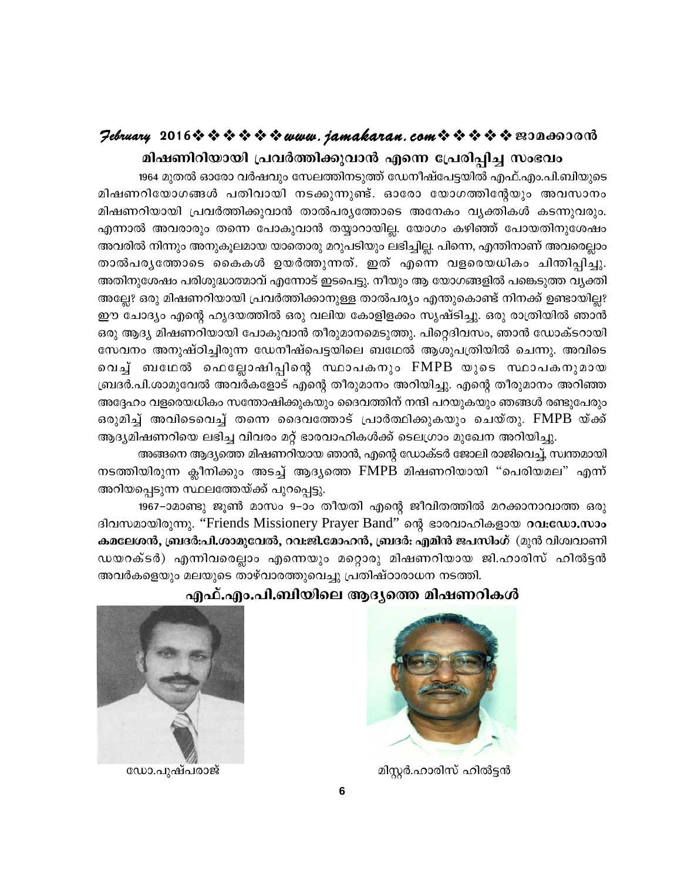## മിഷണറിയായി പ്രവർത്തിക്കുവാൻ എന്നെ പ്രേരിപ്പിച്ച സംഭവം

1964 മുതൽ ഓരോ വർഷവും സേലത്തിനടുത്ത് ഡേനിഷ്പേട്ടയിൽ എഫ്.എം.പി.ബിയുടെ മിഷണറിയോഗങ്ങൾ പതിവായി നടക്കുന്നുണ്ട്. ഓരോ യോഗത്തിന്റേയും അവസാനം മിഷണറിയായി പ്രവർത്തിക്കുവാൻ താൽപര്യത്തോടെ അനേകം വ്യക്തികൾ കടന്നുവരും. എന്നാൽ അവരാരും തന്നെ പോകുവാൻ തയ്യാറായില്ല. യോഗം കഴിഞ്ഞ് പോയതിനുശേഷം അവരിൽ നിന്നും അനുകൂലമായ യാതൊരു മറുപടിയും ലഭിച്ചില്ല. പിന്നെ, എന്തിനാണ് അവരെല്ലാം താൽപര്യത്തോടെ കൈകൾ ഉയർത്തുന്നത്. ഇത് എന്നെ വളരെയധികം ചിന്തിപ്പിച്ചു. അതിനുശേഷം പരിശുദ്ധാത്മാവ് എന്നോട് ഇടപെട്ടു. നീയും ആ യോഗങ്ങളിൽ പങ്കെടുത്ത വ്യക്തി അല്ലേ? ഒരു മിഷണറിയായി പ്രവർത്തിക്കാനുള്ള താൽപര്യം എന്തുകൊണ്ട് നിനക്ക് ഉണ്ടായില്ല? ഈ ചോദ്യം എന്റെ ഹൃദയത്തിൽ ഒരു വലിയ കോളിളക്കം സൃഷ്ടിച്ചു. ഒരു രാത്രിയിൽ ഞാൻ ഒരു ആദ്യ മിഷണറിയായി പോകുവാൻ തീരുമാനമെടുത്തു. പിറ്റെദിവസം, ഞാൻ ഡോക്ടറായി സേവനം അനുഷ്ഠിച്ചിരുന്ന ഡേനിഷ്പെട്ടയിലെ ബഥേൽ ആശുപത്രിയിൽ ചെന്നു. അവിടെ വെച്ച് ബഥേൽ ഫെല്ലോഷിപ്പിന്റെ സ്ഥാപകനും FMPB യുടെ സ്ഥാപകനുമായ ബ്രദർ.പി.ശാമുവേൽ അവർകളോട് എന്റെ തീരുമാനം അറിയിച്ചു. എന്റെ തീരുമാനം അറിഞ്ഞ അദ്ദേഹം വളരെയധികം സന്തോഷിക്കുകയും ദൈവത്തിന് നന്ദി പറയുകയും ഞങ്ങൾ രണ്ടുപേരും ഒരുമിച്ച് അവിടെവെച്ച് തന്നെ ദൈവത്തോട് പ്രാർത്ഥിക്കുകയും ചെയ്തു. FMPB യ്ക്ക് ആദ്യമിഷണറിയെ ലഭിച്ച വിവരം മറ്റ് ഭാരവാഹികൾക്ക് ടെലഗ്രാം മുഖേന അറിയിച്ചു.

അങ്ങനെ ആദ്യത്തെ മിഷണറിയായ ഞാൻ, എന്റെ ഡോക്ടർ ജോലി രാജിവെച്ച്, സ്വന്തമായി നടത്തിയിരുന്ന ക്ലീനിക്കും അടച്ച് ആദ്യത്തെ FMPB മിഷണറിയായി "പെരിയമല" എന്ന് അറിയപ്പെടുന്ന സ്ഥലത്തേയ്ക്ക് പുറപ്പെട്ടു.

1967–ാമാണ്ടു ജൂൺ മാസം 9–ാം തീയതി എന്റെ ജീവിതത്തിൽ മറക്കാനാവാത്ത ഒരു ദിവസമായിരുന്നു. "Friends Missionery Prayer Band" ന്റെ ഭാരവാഹികളായ **റവ:ഡോ.സാം കമലേശൻ, ബ്രദർ:പി.ശാമുവേൽ, റവ:ജി.മോഹൻ, ബ്രദർ: എമിൻ ജപസിംഗ്** (മുൻ വിശ്വവാണി ഡയറക്ടർ) എന്നിവരെല്ലാം എന്നെയും മറ്റൊരു മിഷണറിയായ ജി.ഹാരിസ് ഹിൽട്ടൻ അവർകളെയും മലയുടെ താഴ്വാരത്തുവെച്ചു പ്രതിഷ്ഠാരാധന നടത്തി.

## എഫ്.എം.പി.ബിയിലെ ആദ്യത്തെ മിഷണറികൾ

ഡോ.പുഷ്പരാജ്

മിസ്റ്റർ.ഹാരിസ് ഹിൽട്ടൻ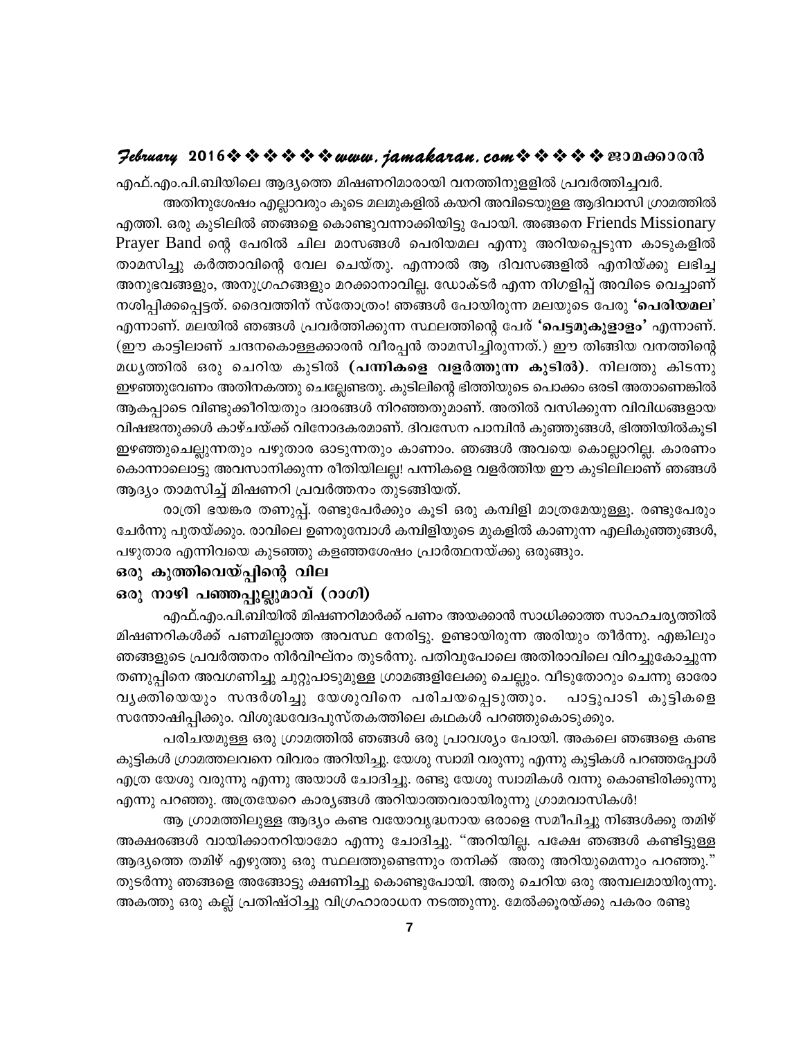എഫ്.എം.പി.ബിയിലെ ആദ്യത്തെ മിഷണറിമാരായി വനത്തിനുള്ളിൽ പ്രവർത്തിച്ചവർ.

അതിനുശേഷം എല്ലാവരും കൂടെ മലമുകളിൽ കയറി അവിടെയുള്ള ആദിവാസി ഗ്രാമത്തിൽ എത്തി. ഒരു കുടിലിൽ ഞങ്ങളെ കൊണ്ടുവന്നാക്കിയിട്ടു പോയി. അങ്ങനെ Friends Missionary Prayer Band ന്റെ പേരിൽ ചില മാസങ്ങൾ പെരിയമല എന്നു അറിയപ്പെടുന്ന കാടുകളിൽ താമസിച്ചു കർത്താവിന്റെ വേല ചെയ്തു. എന്നാൽ ആ ദിവസങ്ങളിൽ എനിയ്ക്കു ലഭിച്ച അനുഭവങ്ങളും, അനുഗ്രഹങ്ങളും മറക്കാനാവില്ല. ഡോക്ടർ എന്ന നിഗളിപ്പ് അവിടെ വെച്ചാണ് നശിപ്പിക്കപ്പെട്ടത്. ദൈവത്തിന് സ്തോത്രം! ഞങ്ങൾ പോയിരുന്ന മലയുടെ പേരു **'പെരിയമല'** എന്നാണ്. മലയിൽ ഞങ്ങൾ പ്രവർത്തിക്കുന്ന സ്ഥലത്തിന്റെ പേര് **'പെട്ടമുകുളാം'** എന്നാണ്. (ഈ കാട്ടിലാണ് ചന്ദനകൊള്ളക്കാരൻ വീരപ്പൻ താമസിച്ചിരുന്നത്.) ഈ തിങ്ങിയ വനത്തിന്റെ മധ്യത്തിൽ ഒരു ചെറിയ കുടിൽ **(പന്നികളെ വളർത്തുന്ന കുടിൽ)**. നിലത്തു കിടന്നു ഇഴഞ്ഞുവേണം അതിനകത്തു ചെല്ലേണ്ടതു. കുടിലിന്റെ ഭിത്തിയുടെ പൊക്കം ഒരടി അതാണെങ്കിൽ ആകപ്പാടെ വിണ്ടുക്കീറിയതും ദ്വാരങ്ങൾ നിറഞ്ഞതുമാണ്. അതിൽ വസിക്കുന്ന വിവിധങ്ങളായ വിഷജന്തുക്കൾ കാഴ്ചയ്ക്ക് വിനോദകരമാണ്. ദിവസേന പാമ്പിൻ കുഞ്ഞുങ്ങൾ, ഭിത്തിയിൽകൂടി ഇഴഞ്ഞുചെല്ലുന്നതും പഴുതാര ഓടുന്നതും കാണാം. ഞങ്ങൾ അവയെ കൊല്ലാറില്ല. കാരണം കൊന്നാലൊട്ടു അവസാനിക്കുന്ന രീതിയിലല്ല! പന്നികളെ വളർത്തിയ ഈ കുടിലിലാണ് ഞങ്ങൾ ആദ്യം താമസിച്ച് മിഷണറി പ്രവർത്തനം തുടങ്ങിയത്.

രാത്രി ഭയങ്കര തണുപ്പ്. രണ്ടുപേർക്കും കൂടി ഒരു കമ്പിളി മാത്രമേയുള്ളൂ. രണ്ടുപേരും ചേർന്നു പുതയ്ക്കും. രാവിലെ ഉണരുമ്പോൾ കമ്പിളിയുടെ മുകളിൽ കാണുന്ന എലികുഞ്ഞുങ്ങൾ, പഴുതാര എന്നിവയെ കുടഞ്ഞു കളഞ്ഞശേഷം പ്രാർത്ഥനയ്ക്കു ഒരുങ്ങും.

### ഒരു കുത്തിവെയ്പ്പിന്റെ വില

### ഒരു നാഴി പഞ്ഞപ്പുല്ലുമാവ് (റാഗി)

എഫ്.എം.പി.ബിയിൽ മിഷണറിമാർക്ക് പണം അയക്കാൻ സാധിക്കാത്ത സാഹചര്യത്തിൽ മിഷണറികൾക്ക് പണമില്ലാത്ത അവസ്ഥ നേരിട്ടു. ഉണ്ടായിരുന്ന അരിയും തീർന്നു. എങ്കിലും ഞങ്ങളുടെ പ്രവർത്തനം നിർവിഘ്നം തുടർന്നു. പതിവുപോലെ അതിരാവിലെ വിറച്ചുകോച്ചുന്ന തണുപ്പിനെ അവഗണിച്ചു ചുറ്റുപാടുമുള്ള ഗ്രാമങ്ങളിലേക്കു ചെല്ലും. വീടുതോറും ചെന്നു ഓരോ വ്യക്തിയെയും സന്ദർശിച്ചു യേശുവിനെ പരിചയപ്പെടുത്തും. പാട്ടുപാടി കുട്ടികളെ സന്തോഷിപ്പിക്കും. വിശുദ്ധവേദപുസ്തകത്തിലെ കഥകൾ പറഞ്ഞുകൊടുക്കും.

പരിചയമുള്ള ഒരു ഗ്രാമത്തിൽ ഞങ്ങൾ ഒരു പ്രാവശ്യം പോയി. അകലെ ഞങ്ങളെ കണ്ട കുട്ടികൾ ഗ്രാമത്തലവനെ വിവരം അറിയിച്ചു. യേശു സ്വാമി വരുന്നു എന്നു കുട്ടികൾ പറഞ്ഞപ്പോൾ എത്ര യേശു വരുന്നു എന്നു അയാൾ ചോദിച്ചു. രണ്ടു യേശു സ്വാമികൾ വന്നു കൊണ്ടിരിക്കുന്നു എന്നു പറഞ്ഞു. അത്രയേറെ കാര്യങ്ങൾ അറിയാത്തവരായിരുന്നു ഗ്രാമവാസികൾ!

ആ ഗ്രാമത്തിലുള്ള ആദ്യം കണ്ട വയോവൃദ്ധനായ ഒരാളെ സമീപിച്ചു നിങ്ങൾക്കു തമിഴ് അക്ഷരങ്ങൾ വായിക്കാനറിയാമോ എന്നു ചോദിച്ചു. "അറിയില്ല. പക്ഷേ ഞങ്ങൾ കണ്ടിട്ടുള്ള ആദ്യത്തെ തമിഴ് എഴുത്തു ഒരു സ്ഥലത്തുണ്ടെന്നും തനിക്ക് അതു അറിയുമെന്നും പറഞ്ഞു." തുടർന്നു ഞങ്ങളെ അങ്ങോട്ടു ക്ഷണിച്ചു കൊണ്ടുപോയി. അതു ചെറിയ ഒരു അമ്പലമായിരുന്നു. അകത്തു ഒരു കല്ല് പ്രതിഷ്ഠിച്ചു വിഗ്രഹാരാധന നടത്തുന്നു. മേൽക്കൂരയ്ക്കു പകരം രണ്ടു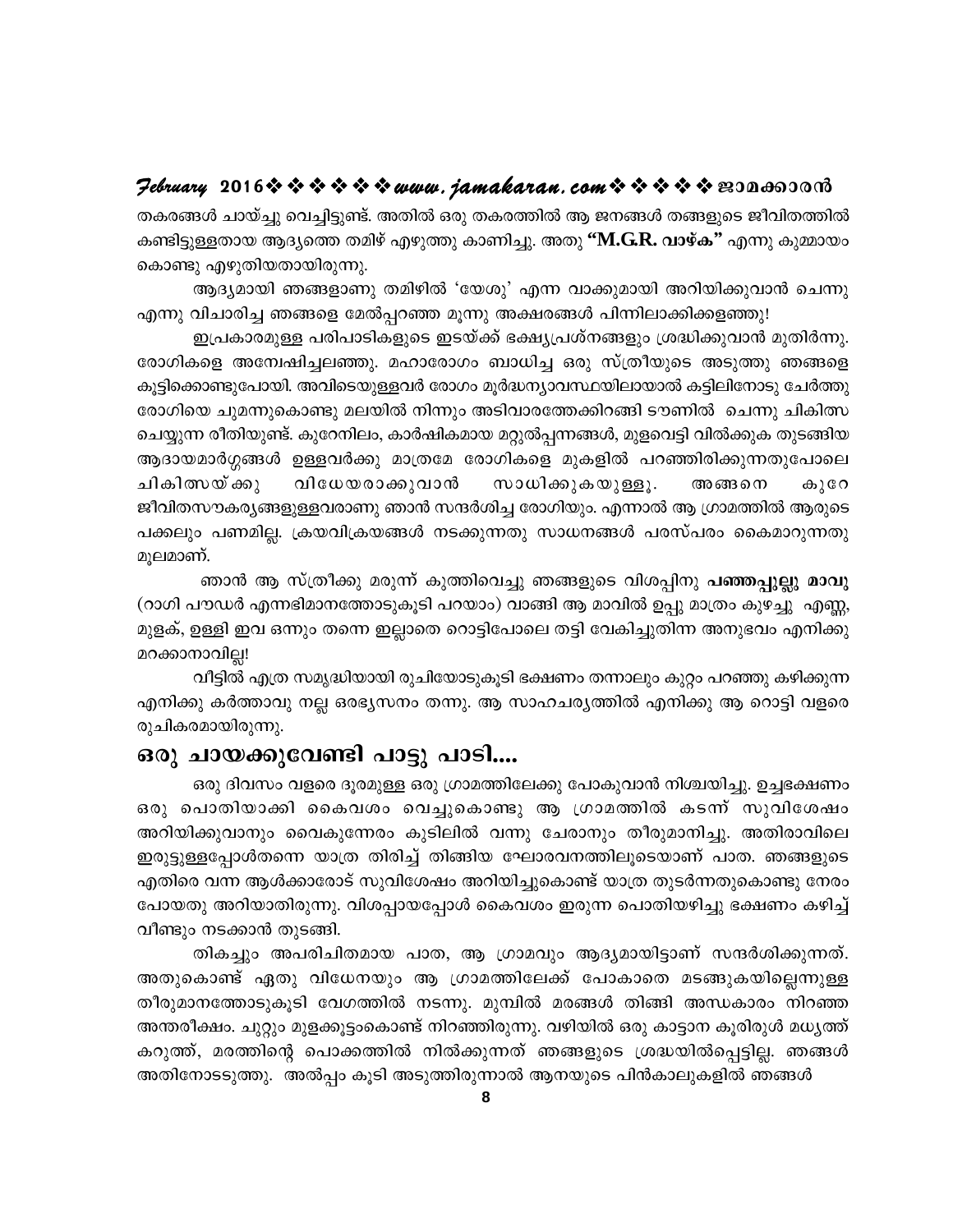തകരങ്ങൾ ചായ്ച്ചു വെച്ചിട്ടുണ്ട്. അതിൽ ഒരു തകരത്തിൽ ആ ജനങ്ങൾ തങ്ങളുടെ ജീവിതത്തിൽ കണ്ടിട്ടുള്ളതായ ആദ്യത്തെ തമിഴ് എഴുത്തു കാണിച്ചു. അതു **"M.G.R. വാഴ്ക"** എന്നു കുമ്മായം കൊണ്ടു എഴുതിയതായിരുന്നു.

ആദ്യമായി ഞങ്ങളാണു തമിഴിൽ 'യേശു' എന്ന വാക്കുമായി അറിയിക്കുവാൻ ചെന്നു എന്നു വിചാരിച്ച ഞങ്ങളെ മേൽപ്പറഞ്ഞ മൂന്നു അക്ഷരങ്ങൾ പിന്നിലാക്കിക്കളഞ്ഞു!

ഇപ്രകാരമുള്ള പരിപാടികളുടെ ഇടയ്ക്ക് ഭക്ഷ്യപ്രശ്നങ്ങളും ശ്രദ്ധിക്കുവാൻ മുതിർന്നു. രോഗികളെ അന്വേഷിച്ചലഞ്ഞു. മഹാരോഗം ബാധിച്ച ഒരു സ്ത്രീയുടെ അടുത്തു ഞങ്ങളെ കൂട്ടിക്കൊണ്ടുപോയി. അവിടെയുള്ളവർ രോഗം മൂർദ്ധന്യാവസ്ഥയിലായാൽ കട്ടിലിനോടു ചേർത്തു രോഗിയെ ചുമന്നുകൊണ്ടു മലയിൽ നിന്നും അടിവാരത്തേക്കിറങ്ങി ടൗണിൽ ചെന്നു ചികിത്സ ചെയ്യുന്ന രീതിയുണ്ട്. കുറേനിലം, കാർഷികമായ മറ്റുൽപ്പന്നങ്ങൾ, മുളവെട്ടി വിൽക്കുക തുടങ്ങിയ ആദായമാർഗ്ഗങ്ങൾ ഉള്ളവർക്കു മാത്രമേ രോഗികളെ മുകളിൽ പറഞ്ഞിരിക്കുന്നതുപോലെ ചികിത്സയ്ക്കു വിധേയരാക്കുവാൻ സാധിക്കുകയുള്ളൂ. അങ്ങനെ കുറേ ജീവിതസൗകര്യങ്ങളുള്ളവരാണു ഞാൻ സന്ദർശിച്ച രോഗിയും. എന്നാൽ ആ ഗ്രാമത്തിൽ ആരുടെ പക്കലും പണമില്ല. ക്രയവിക്രയങ്ങൾ നടക്കുന്നതു സാധനങ്ങൾ പരസ്പരം കൈമാറുന്നതു മൂലമാണ്.

ഞാൻ ആ സ്ത്രീക്കു മരുന്ന് കുത്തിവെച്ചു ഞങ്ങളുടെ വിശപ്പിനു **പഞ്ഞപ്പുല്ലു മാവു** (റാഗി പൗഡർ എന്നഭിമാനത്തോടുകൂടി പറയാം) വാങ്ങി ആ മാവിൽ ഉപ്പു മാത്രം കുഴച്ചു എണ്ണ, മുളക്, ഉള്ളി ഇവ ഒന്നും തന്നെ ഇല്ലാതെ റൊട്ടിപോലെ തട്ടി വേകിച്ചുതിന്ന അനുഭവം എനിക്കു മറക്കാനാവില്ല!

വീട്ടിൽ എത്ര സമൃദ്ധിയായി രുചിയോടുകൂടി ഭക്ഷണം തന്നാലും കുറ്റം പറഞ്ഞു കഴിക്കുന്ന എനിക്കു കർത്താവു നല്ല ഒരഭ്യസനം തന്നു. ആ സാഹചര്യത്തിൽ എനിക്കു ആ റൊട്ടി വളരെ രുചികരമായിരുന്നു.

## ഒരു ചായക്കുവേണ്ടി പാട്ടു പാടി....

ഒരു ദിവസം വളരെ ദൂരമുള്ള ഒരു ഗ്രാമത്തിലേക്കു പോകുവാൻ നിശ്ചയിച്ചു. ഉച്ചഭക്ഷണം ഒരു പൊതിയാക്കി കൈവശം വെച്ചുകൊണ്ടു ആ ഗ്രാമത്തിൽ കടന്ന് സുവിശേഷം അറിയിക്കുവാനും വൈകുന്നേരം കുടിലിൽ വന്നു ചേരാനും തീരുമാനിച്ചു. അതിരാവിലെ ഇരുട്ടുള്ളപ്പോൾതന്നെ യാത്ര തിരിച്ച് തിങ്ങിയ ഘോരവനത്തിലൂടെയാണ് പാത. ഞങ്ങളുടെ എതിരെ വന്ന ആൾക്കാരോട് സുവിശേഷം അറിയിച്ചുകൊണ്ട് യാത്ര തുടർന്നതുകൊണ്ടു നേരം പോയതു അറിയാതിരുന്നു. വിശപ്പായപ്പോൾ കൈവശം ഇരുന്ന പൊതിയഴിച്ചു ഭക്ഷണം കഴിച്ച് വീണ്ടും നടക്കാൻ തുടങ്ങി.

തികച്ചും അപരിചിതമായ പാത, ആ ഗ്രാമവും ആദ്യമായിട്ടാണ് സന്ദർശിക്കുന്നത്. അതുകൊണ്ട് ഏതു വിധേനയും ആ ഗ്രാമത്തിലേക്ക് പോകാതെ മടങ്ങുകയില്ലെന്നുള്ള തീരുമാനത്തോടുകൂടി വേഗത്തിൽ നടന്നു. മുമ്പിൽ മരങ്ങൾ തിങ്ങി അന്ധകാരം നിറഞ്ഞ അന്തരീക്ഷം. ചുറ്റും മുളക്കൂട്ടംകൊണ്ട് നിറഞ്ഞിരുന്നു. വഴിയിൽ ഒരു കാട്ടാന കൂരിരുൾ മധ്യത്ത് കറുത്ത്, മരത്തിന്റെ പൊക്കത്തിൽ നിൽക്കുന്നത് ഞങ്ങളുടെ ശ്രദ്ധയിൽപ്പെട്ടില്ല. ഞങ്ങൾ അതിനോടടുത്തു. അൽപ്പം കൂടി അടുത്തിരുന്നാൽ ആനയുടെ പിൻകാലുകളിൽ ഞങ്ങൾ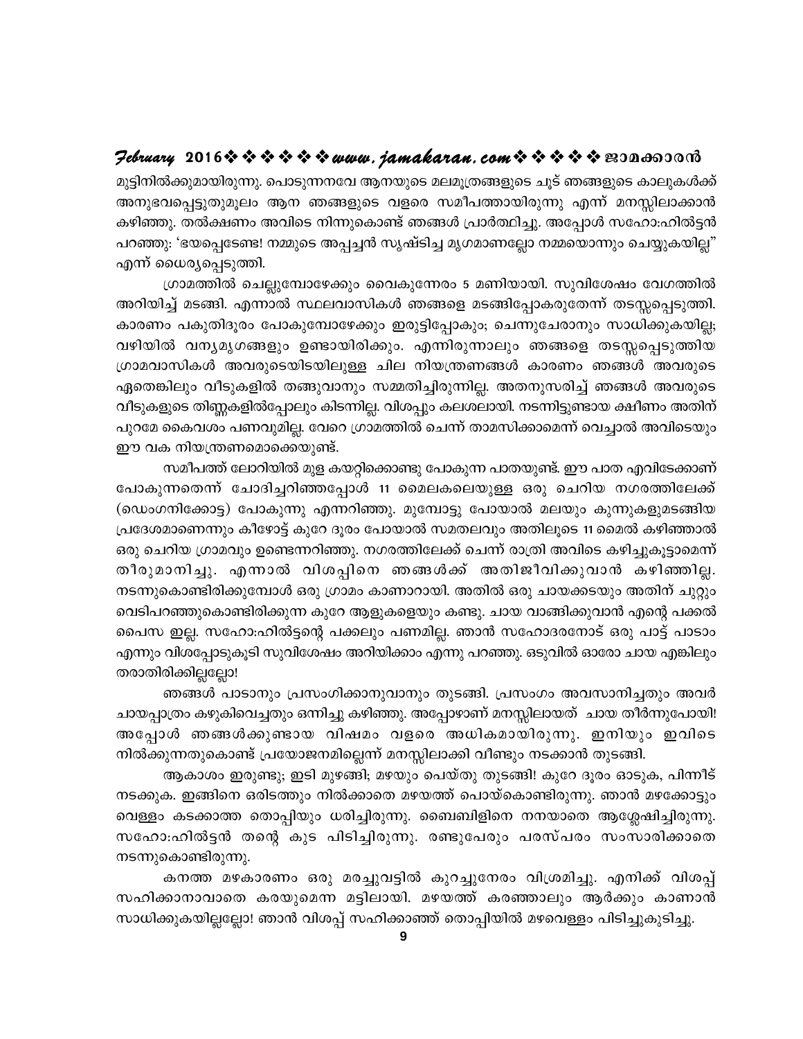മുട്ടിനിൽക്കുമായിരുന്നു. പൊടുന്നനവേ ആനയുടെ മലമൂത്രങ്ങളുടെ ചൂട് ഞങ്ങളുടെ കാലുകൾക്ക് അനുഭവപ്പെട്ടുതുമൂലം ആന ഞങ്ങളുടെ വളരെ സമീപത്തായിരുന്നു എന്ന് മനസ്സിലാക്കാൻ കഴിഞ്ഞു. തൽക്ഷണം അവിടെ നിന്നുകൊണ്ട് ഞങ്ങൾ പ്രാർത്ഥിച്ചു. അപ്പോൾ സഹോ:ഹിൽട്ടൻ പറഞ്ഞു: 'ഭയപ്പെടേണ്ട! നമ്മുടെ അപ്പച്ചൻ സൃഷ്ടിച്ച മൃഗമാണല്ലോ നമ്മയൊന്നും ചെയ്യുകയില്ല" എന്ന് ധൈര്യപ്പെടുത്തി.

ഗ്രാമത്തിൽ ചെല്ലുമ്പോഴേക്കും വൈകുന്നേരം 5 മണിയായി. സുവിശേഷം വേഗത്തിൽ അറിയിച്ച് മടങ്ങി. എന്നാൽ സ്ഥലവാസികൾ ഞങ്ങളെ മടങ്ങിപ്പോകരുതേന്ന് തടസ്സപ്പെടുത്തി. കാരണം പകുതിദൂരം പോകുമ്പോഴേക്കും ഇരുട്ടിപ്പോകും; ചെന്നുചേരാനും സാധിക്കുകയില്ല; വഴിയിൽ വന്യമൃഗങ്ങളും ഉണ്ടായിരിക്കും. എന്നിരുന്നാലും ഞങ്ങളെ തടസ്സപ്പെടുത്തിയ ഗ്രാമവാസികൾ അവരുടെയിടയിലുള്ള ചില നിയന്ത്രണങ്ങൾ കാരണം ഞങ്ങൾ അവരുടെ ഏതെങ്കിലും വീടുകളിൽ തങ്ങുവാനും സമ്മതിച്ചിരുന്നില്ല. അതനുസരിച്ച് ഞങ്ങൾ അവരുടെ വീടുകളുടെ തിണ്ണകളിൽപ്പോലും കിടന്നില്ല. വിശപ്പും കലശലായി. നടന്നിട്ടുണ്ടായ ക്ഷീണം അതിന് പുറമേ കൈവശം പണവുമില്ല. വേറേ ഗ്രാമത്തിൽ ചെന്ന് താമസിക്കാമെന്ന് വെച്ചാൽ അവിടെയും ഈ വക നിയന്ത്രണമൊക്കെയുണ്ട്.

സമീപത്ത് ലോറിയിൽ മുള കയറ്റിക്കൊണ്ടു പോകുന്ന പാതയുണ്ട്. ഈ പാത എവിടേക്കാണ് പോകുന്നതെന്ന് ചോദിച്ചറിഞ്ഞപ്പോൾ 11 മൈലകലെയുള്ള ഒരു ചെറിയ നഗരത്തിലേക്ക് (ഡെംഗനിക്കോട്ട) പോകുന്നു എന്നറിഞ്ഞു. മുമ്പോട്ടു പോയാൽ മലയും കുന്നുകളുമടങ്ങിയ പ്രദേശമാണെന്നും കീഴോട്ട് കുറേ ദൂരം പോയാൽ സമതലവും അതിലൂടെ 11 മൈൽ കഴിഞ്ഞാൽ ഒരു ചെറിയ ഗ്രാമവും ഉണ്ടെന്നറിഞ്ഞു. നഗരത്തിലേക്ക് ചെന്ന് രാത്രി അവിടെ കഴിച്ചുകൂട്ടാമെന്ന് തീരുമാനിച്ചു. എന്നാൽ വിശപ്പിനെ ഞങ്ങൾക്ക് അതിജീവിക്കുവാൻ കഴിഞ്ഞില്ല. നടന്നുകൊണ്ടിരിക്കുമ്പോൾ ഒരു ഗ്രാമം കാണാറായി. അതിൽ ഒരു ചായക്കടയും അതിന് ചുറ്റും വെടിപറഞ്ഞുകൊണ്ടിരിക്കുന്ന കുറേ ആളുകളെയും കണ്ടു. ചായ വാങ്ങിക്കുവാൻ എന്റെ പക്കൽ പൈസ ഇല്ല. സഹോ:ഹിൽട്ടന്റെ പക്കലും പണമില്ല. ഞാൻ സഹോദരനോട് ഒരു പാട്ട് പാടാം എന്നും വിശപ്പോടുകൂടി സുവിശേഷം അറിയിക്കാം എന്നു പറഞ്ഞു. ഒടുവിൽ ഓരോ ചായ എങ്കിലും തരാതിരിക്കില്ലല്ലോ!

ഞങ്ങൾ പാടാനും പ്രസംഗിക്കാനുവാനും തുടങ്ങി. പ്രസംഗം അവസാനിച്ചതും അവർ ചായപ്പാത്രം കഴുകിവെച്ചതും ഒന്നിച്ചു കഴിഞ്ഞു. അപ്പോഴാണ് മനസ്സിലായത് ചായ തീർന്നുപോയി! അപ്പോൾ ഞങ്ങൾക്കുണ്ടായ വിഷമം വളരെ അധികമായിരുന്നു. ഇനിയും ഇവിടെ നിൽക്കുന്നതുകൊണ്ട് പ്രയോജനമില്ലെന്ന് മനസ്സിലാക്കി വീണ്ടും നടക്കാൻ തുടങ്ങി.

ആകാശം ഇരുണ്ടു; ഇടി മുഴങ്ങി; മഴയും പെയ്തു തുടങ്ങി! കുറേ ദൂരം ഓടുക, പിന്നീട് നടക്കുക. ഇങ്ങിനെ ഒരിടത്തും നിൽക്കാതെ മഴയത്ത് പൊയ്ക്കൊണ്ടിരുന്നു. ഞാൻ മഴക്കോട്ടും വെള്ളം കടക്കാത്ത തൊപ്പിയും ധരിച്ചിരുന്നു. ബൈബിളിനെ നനയാതെ ആശ്ലേഷിച്ചിരുന്നു. സഹോ:ഹിൽട്ടൻ തന്റെ കുട പിടിച്ചിരുന്നു. രണ്ടുപേരും പരസ്പരം സംസാരിക്കാതെ നടന്നുകൊണ്ടിരുന്നു.

കനത്ത മഴകാരണം ഒരു മരച്ചുവട്ടിൽ കുറച്ചുനേരം വിശ്രമിച്ചു. എനിക്ക് വിശപ്പ് സഹിക്കാനാവാതെ കരയുമെന്ന മട്ടിലായി. മഴയത്ത് കരഞ്ഞാലും ആർക്കും കാണാൻ സാധിക്കുകയില്ലല്ലോ! ഞാൻ വിശപ്പ് സഹിക്കാഞ്ഞ് തൊപ്പിയിൽ മഴവെള്ളം പിടിച്ചുകുടിച്ചു.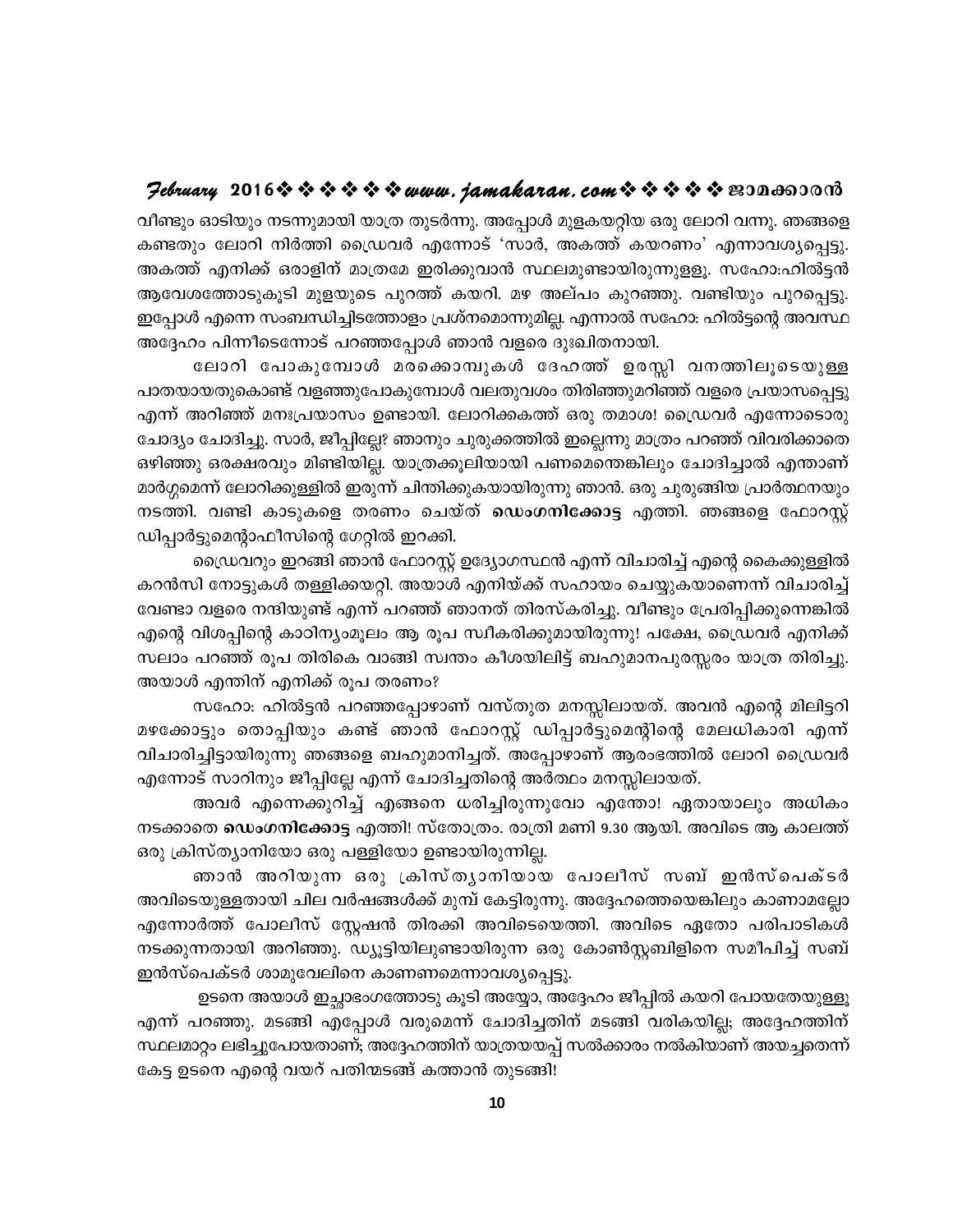വീണ്ടും ഓടിയും നടന്നുമായി യാത്ര തുടർന്നു. അപ്പോൾ മുളകയറ്റിയ ഒരു ലോറി വന്നു. ഞങ്ങളെ കണ്ടതും ലോറി നിർത്തി ഡ്രൈവർ എന്നോട് 'സാർ, അകത്ത് കയറണം' എന്നാവശ്യപ്പെട്ടു. അകത്ത് എനിക്ക് ഒരാളിന് മാത്രമേ ഇരിക്കുവാൻ സ്ഥലമുണ്ടായിരുന്നുള്ളൂ. സഹോ:ഹിൽട്ടൻ ആവേശത്തോടുകൂടി മുളയുടെ പുറത്ത് കയറി. മഴ അല്പം കുറഞ്ഞു. വണ്ടിയും പുറപ്പെട്ടു. ഇപ്പോൾ എന്നെ സംബന്ധിച്ചിടത്തോളം പ്രശ്നമൊന്നുമില്ല. എന്നാൽ സഹോ: ഹിൽട്ടന്റെ അവസ്ഥ അദ്ദേഹം പിന്നീടെന്നോട് പറഞ്ഞപ്പോൾ ഞാൻ വളരെ ദുഃഖിതനായി.

ലോറി പോകുമ്പോൾ മരക്കൊമ്പുകൾ ദേഹത്ത് ഉരസ്സി വനത്തിലൂടെയുള്ള പാതയായതുകൊണ്ട് വളഞ്ഞുപോകുമ്പോൾ വലതുവശം തിരിഞ്ഞുമറിഞ്ഞ് വളരെ പ്രയാസപ്പെട്ടു എന്ന് അറിഞ്ഞ് മനഃപ്രയാസം ഉണ്ടായി. ലോറിക്കകത്ത് ഒരു തമാശ! ഡ്രൈവർ എന്നോടൊരു ചോദ്യം ചോദിച്ചു. സാർ, ജീപ്പില്ലേ? ഞാനും ചുരുക്കത്തിൽ ഇല്ലെന്നു മാത്രം പറഞ്ഞ് വിവരിക്കാതെ ഒഴിഞ്ഞു ഒരക്ഷരവും മിണ്ടിയില്ല. യാത്രക്കൂലിയായി പണമെന്തെങ്കിലും ചോദിച്ചാൽ എന്താണ് മാർഗ്ഗമെന്ന് ലോറിക്കുള്ളിൽ ഇരുന്ന് ചിന്തിക്കുകയായിരുന്നു ഞാൻ. ഒരു ചുരുങ്ങിയ പ്രാർത്ഥനയും നടത്തി. വണ്ടി കാടുകളെ തരണം ചെയ്ത് **ഡെംഗനിക്കോട്ട** എത്തി. ഞങ്ങളെ ഫോറസ്റ്റ് ഡിപ്പാർട്ടുമെന്റാഫീസിന്റെ ഗേറ്റിൽ ഇറക്കി.

ഡ്രൈവറും ഇറങ്ങി ഞാൻ ഫോറസ്റ്റ് ഉദ്യോഗസ്ഥൻ എന്ന് വിചാരിച്ച് എന്റെ കൈക്കുള്ളിൽ കറൻസി നോട്ടുകൾ തള്ളിക്കയറ്റി. അയാൾ എനിയ്ക്ക് സഹായം ചെയ്യുകയാണെന്ന് വിചാരിച്ച് വേണ്ടാ വളരെ നന്ദിയുണ്ട് എന്ന് പറഞ്ഞ് ഞാനത് തിരസ്കരിച്ചു. വീണ്ടും പ്രേരിപ്പിക്കുന്നെങ്കിൽ എന്റെ വിശപ്പിന്റെ കാഠിന്യംമൂലം ആ രൂപ സ്വീകരിക്കുമായിരുന്നു! പക്ഷേ, ഡ്രൈവർ എനിക്ക് സലാം പറഞ്ഞ് രൂപ തിരികെ വാങ്ങി സ്വന്തം കീശയിലിട്ട് ബഹുമാനപുരസ്സരം യാത്ര തിരിച്ചു. അയാൾ എന്തിന് എനിക്ക് രൂപ തരണം?

സഹോ: ഹിൽട്ടൻ പറഞ്ഞപ്പോഴാണ് വസ്തുത മനസ്സിലായത്. അവൻ എന്റെ മിലിട്ടറി മഴക്കോട്ടും തൊപ്പിയും കണ്ട് ഞാൻ ഫോറസ്റ്റ് ഡിപ്പാർട്ടുമെന്റിന്റെ മേലധികാരി എന്ന് വിചാരിച്ചിട്ടായിരുന്നു ഞങ്ങളെ ബഹുമാനിച്ചത്. അപ്പോഴാണ് ആരംഭത്തിൽ ലോറി ഡ്രൈവർ എന്നോട് സാറിനും ജീപ്പില്ലേ എന്ന് ചോദിച്ചതിന്റെ അർത്ഥം മനസ്സിലായത്.

അവർ എന്നെക്കുറിച്ച് എങ്ങനെ ധരിച്ചിരുന്നുവോ എന്തോ! ഏതായാലും അധികം നടക്കാതെ **ഡെംഗനിക്കോട്ട** എത്തി! സ്തോത്രം. രാത്രി മണി 9.30 ആയി. അവിടെ ആ കാലത്ത് ഒരു ക്രിസ്ത്യാനിയോ ഒരു പള്ളിയോ ഉണ്ടായിരുന്നില്ല.

ഞാൻ അറിയുന്ന ഒരു ക്രിസ്ത്യാനിയായ പോലീസ് സബ് ഇൻസ്പെക്ടർ അവിടെയുള്ളതായി ചില വർഷങ്ങൾക്ക് മുമ്പ് കേട്ടിരുന്നു. അദ്ദേഹത്തെയെങ്കിലും കാണാമല്ലോ എന്നോർത്ത് പോലീസ് സ്റ്റേഷൻ തിരക്കി അവിടെയെത്തി. അവിടെ ഏതോ പരിപാടികൾ നടക്കുന്നതായി അറിഞ്ഞു. ഡ്യൂട്ടിയിലുണ്ടായിരുന്ന ഒരു കോൺസ്റ്റബിളിനെ സമീപിച്ച് സബ് ഇൻസ്പെക്ടർ ശാമുവേലിനെ കാണണമെന്നാവശ്യപ്പെട്ടു.

ഉടനെ അയാൾ ഇച്ഛാഭംഗത്തോടു കൂടി അയ്യോ, അദ്ദേഹം ജീപ്പിൽ കയറി പോയതേയുള്ളൂ എന്ന് പറഞ്ഞു. മടങ്ങി എപ്പോൾ വരുമെന്ന് ചോദിച്ചതിന് മടങ്ങി വരികയില്ല; അദ്ദേഹത്തിന് സ്ഥലമാറ്റം ലഭിച്ചുപോയതാണ്; അദ്ദേഹത്തിന് യാത്രയയപ്പ് സൽക്കാരം നൽകിയാണ് അയച്ചതെന്ന് കേട്ട ഉടനെ എന്റെ വയറ് പതിന്മടങ്ങ് കത്താൻ തുടങ്ങി!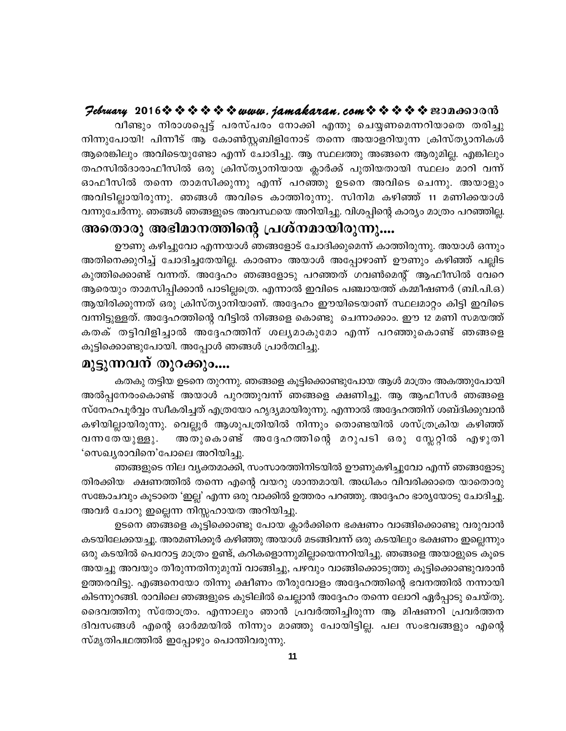വീണ്ടും നിരാശപ്പെട്ട് പരസ്പരം നോക്കി എന്തു ചെയ്യണമെന്നറിയാതെ തരിച്ചു നിന്നുപോയി! പിന്നീട് ആ കോൺസ്റ്റബിളിനോട് തന്നെ അയാളറിയുന്ന ക്രിസ്ത്യാനികൾ ആരെങ്കിലും അവിടെയുണ്ടോ എന്ന് ചോദിച്ചു. ആ സ്ഥലത്തു അങ്ങനെ ആരുമില്ല. എങ്കിലും തഹസിൽദാരാഫീസിൽ ഒരു ക്രിസ്ത്യാനിയായ ക്ലാർക്ക് പുതിയതായി സ്ഥലം മാറി വന്ന് ഓഫീസിൽ തന്നെ താമസിക്കുന്നു എന്ന് പറഞ്ഞു ഉടനെ അവിടെ ചെന്നു. അയാളും അവിടില്ലായിരുന്നു. ഞങ്ങൾ അവിടെ കാത്തിരുന്നു. സിനിമ കഴിഞ്ഞ് 11 മണിക്കയാൾ വന്നുചേർന്നു. ഞങ്ങൾ ഞങ്ങളുടെ അവസ്ഥയെ അറിയിച്ചു. വിശപ്പിന്റെ കാര്യം മാത്രം പറഞ്ഞില്ല.

## അതൊരു അഭിമാനത്തിന്റെ പ്രശ്നമായിരുന്നു....

ഊണു കഴിച്ചുവോ എന്നയാൾ ഞങ്ങളോട് ചോദിക്കുമെന്ന് കാത്തിരുന്നു. അയാൾ ഒന്നും അതിനെക്കുറിച്ച് ചോദിച്ചതേയില്ല. കാരണം അയാൾ അപ്പോഴാണ് ഊണും കഴിഞ്ഞ് പല്ലിട കുത്തിക്കൊണ്ട് വന്നത്. അദ്ദേഹം ഞങ്ങളോടു പറഞ്ഞത് ഗവൺമെന്റ് ആഫീസിൽ വേറെ ആരെയും താമസിപ്പിക്കാൻ പാടില്ലത്രെ. എന്നാൽ ഇവിടെ പഞ്ചായത്ത് കമ്മീഷണർ (ബി.പി.ഒ) ആയിരിക്കുന്നത് ഒരു ക്രിസ്ത്യാനിയാണ്. അദ്ദേഹം ഈയിടെയാണ് സ്ഥലമാറ്റം കിട്ടി ഇവിടെ വന്നിട്ടുള്ളത്. അദ്ദേഹത്തിന്റെ വീട്ടിൽ നിങ്ങളെ കൊണ്ടു ചെന്നാക്കാം. ഈ 12 മണി സമയത്ത് കതക് തട്ടിവിളിച്ചാൽ അദ്ദേഹത്തിന് ശല്യമാകുമോ എന്ന് പറഞ്ഞുകൊണ്ട് ഞങ്ങളെ കൂട്ടിക്കൊണ്ടുപോയി. അപ്പോൾ ഞങ്ങൾ പ്രാർത്ഥിച്ചു.

## മുട്ടുന്നവന് തുറക്കും....

കതകു തട്ടിയ ഉടനെ തുറന്നു. ഞങ്ങളെ കൂട്ടിക്കൊണ്ടുപോയ ആൾ മാത്രം അകത്തുപോയി അൽപ്പനേരംകൊണ്ട് അയാൾ പുറത്തുവന്ന് ഞങ്ങളെ ക്ഷണിച്ചു. ആ ആഫീസർ ഞങ്ങളെ സ്നേഹപൂർവ്വം സ്വീകരിച്ചത് എത്രയോ ഹൃദ്യമായിരുന്നു. എന്നാൽ അദ്ദേഹത്തിന് ശബ്ദിക്കുവാൻ കഴിയില്ലായിരുന്നു. വെല്ലൂർ ആശുപത്രിയിൽ നിന്നും തൊണ്ടയിൽ ശസ്ത്രക്രിയ കഴിഞ്ഞ് വന്നതേയുള്ളു. അതുകൊണ്ട് അദ്ദേഹത്തിന്റെ മറുപടി ഒരു സ്ലേറ്റിൽ എഴുതി 'സെഖ്യരാവിനെ'പോലെ അറിയിച്ചു.

ഞങ്ങളുടെ നില വ്യക്തമാക്കി, സംസാരത്തിനിടയിൽ ഊണുകഴിച്ചുവോ എന്ന് ഞങ്ങളോടു തിരക്കിയ ക്ഷണത്തിൽ തന്നെ എന്റെ വയറു ശാന്തമായി. അധികം വിവരിക്കാതെ യാതൊരു സങ്കോചവും കൂടാതെ 'ഇല്ല' എന്ന ഒരു വാക്കിൽ ഉത്തരം പറഞ്ഞു. അദ്ദേഹം ഭാര്യയോടു ചോദിച്ചു. അവർ ചോറു ഇല്ലെന്ന നിസ്സഹായത അറിയിച്ചു.

ഉടനെ ഞങ്ങളെ കൂട്ടിക്കൊണ്ടു പോയ ക്ലാർക്കിനെ ഭക്ഷണം വാങ്ങിക്കൊണ്ടു വരുവാൻ കടയിലേക്കയച്ചു. അരമണിക്കൂർ കഴിഞ്ഞു അയാൾ മടങ്ങിവന്ന് ഒരു കടയിലും ഭക്ഷണം ഇല്ലെന്നും ഒരു കടയിൽ പെറോട്ട മാത്രം ഉണ്ട്, കറികളൊന്നുമില്ലായെന്നറിയിച്ചു. ഞങ്ങളെ അയാളുടെ കൂടെ അയച്ചു അവയും തീരുന്നതിനുമുമ്പ് വാങ്ങിച്ചു, പഴവും വാങ്ങിക്കൊടുത്തു കൂട്ടിക്കൊണ്ടുവരാൻ ഉത്തരവിട്ടു. എങ്ങനെയോ തിന്നു ക്ഷീണം തീരുവോളം അദ്ദേഹത്തിന്റെ ഭവനത്തിൽ നന്നായി കിടന്നുറങ്ങി. രാവിലെ ഞങ്ങളുടെ കുടിലിൽ ചെല്ലാൻ അദ്ദേഹം തന്നെ ലോറി ഏർപ്പാടു ചെയ്തു. ദൈവത്തിനു സ്തോത്രം. എന്നാലും ഞാൻ പ്രവർത്തിച്ചിരുന്ന ആ മിഷണറി പ്രവർത്തന ദിവസങ്ങൾ എന്റെ ഓർമ്മയിൽ നിന്നും മാഞ്ഞു പോയിട്ടില്ല. പല സംഭവങ്ങളും എന്റെ സ്മൃതിപഥത്തിൽ ഇപ്പോഴും പൊന്തിവരുന്നു.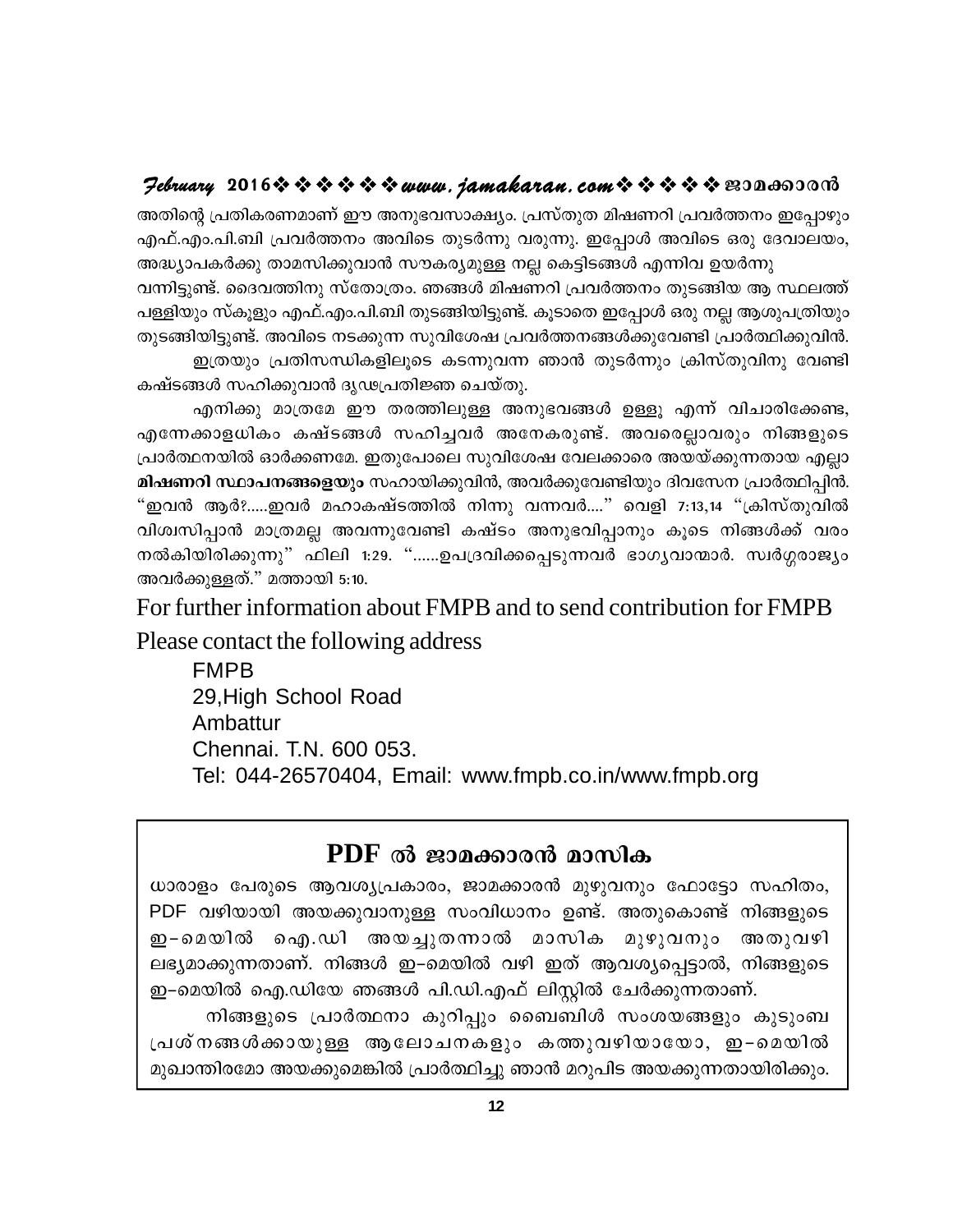അതിന്റെ പ്രതികരണമാണ് ഈ അനുഭവസാക്ഷ്യം. പ്രസ്തുത മിഷണറി പ്രവർത്തനം ഇപ്പോഴും എഫ്.എം.പി.ബി പ്രവർത്തനം അവിടെ തുടർന്നു വരുന്നു. ഇപ്പോൾ അവിടെ ഒരു ദേവാലയം, അദ്ധ്യാപകർക്കു താമസിക്കുവാൻ സൗകര്യമുള്ള നല്ല കെട്ടിടങ്ങൾ എന്നിവ ഉയർന്നു വന്നിട്ടുണ്ട്. ദൈവത്തിനു സ്തോത്രം. ഞങ്ങൾ മിഷണറി പ്രവർത്തനം തുടങ്ങിയ ആ സ്ഥലത്ത് പള്ളിയും സ്കൂളും എഫ്.എം.പി.ബി തുടങ്ങിയിട്ടുണ്ട്. കൂടാതെ ഇപ്പോൾ ഒരു നല്ല ആശുപത്രിയും തുടങ്ങിയിട്ടുണ്ട്. അവിടെ നടക്കുന്ന സുവിശേഷ പ്രവർത്തനങ്ങൾക്കുവേണ്ടി പ്രാർത്ഥിക്കുവിൻ.

ഇത്രയും പ്രതിസന്ധികളിലൂടെ കടന്നുവന്ന ഞാൻ തുടർന്നും ക്രിസ്തുവിനു വേണ്ടി കഷ്ടങ്ങൾ സഹിക്കുവാൻ ദൃഢപ്രതിജ്ഞ ചെയ്തു.

എനിക്കു മാത്രമേ ഈ തരത്തിലുള്ള അനുഭവങ്ങൾ ഉള്ളൂ എന്ന് വിചാരിക്കേണ്ട, എന്നേക്കാളധികം കഷ്ടങ്ങൾ സഹിച്ചവർ അനേകരുണ്ട്. അവരെല്ലാവരും നിങ്ങളുടെ പ്രാർത്ഥനയിൽ ഓർക്കണമേ. ഇതുപോലെ സുവിശേഷ വേലക്കാരെ അയയ്ക്കുന്നതായ എല്ലാ **മിഷണറി സ്ഥാപനങ്ങളെയും** സഹായിക്കുവിൻ, അവർക്കുവേണ്ടിയും ദിവസേന പ്രാർത്ഥിപ്പിൻ. "ഇവൻ ആർ?.....ഇവർ മഹാകഷ്ടത്തിൽ നിന്നു വന്നവർ...." വെളി 7:13,14 "ക്രിസ്തുവിൽ വിശ്വസിപ്പാൻ മാത്രമല്ല അവന്നുവേണ്ടി കഷ്ടം അനുഭവിപ്പാനും കൂടെ നിങ്ങൾക്ക് വരം നൽകിയിരിക്കുന്നു" ഫിലി 1:29. "......ഉപദ്രവിക്കപ്പെടുന്നവർ ഭാഗ്യവാന്മാർ. സ്വർഗ്ഗരാജ്യം അവർക്കുള്ളത്." മത്തായി 5:10.

For further information about FMPB and to send contribution for FMPB Please contact the following address

FMPB
29,High School Road
Ambattur
Chennai. T.N. 600 053.
Tel: 044-26570404, Email: www.fmpb.co.in/www.fmpb.org

## PDF ൽ ജാമക്കാരൻ മാസിക

ധാരാളം പേരുടെ ആവശ്യപ്രകാരം, ജാമക്കാരൻ മുഴുവനും ഫോട്ടോ സഹിതം, PDF വഴിയായി അയക്കുവാനുള്ള സംവിധാനം ഉണ്ട്. അതുകൊണ്ട് നിങ്ങളുടെ ഇ-മെയിൽ ഐ.ഡി അയച്ചുതന്നാൽ മാസിക മുഴുവനും അതുവഴി ലഭ്യമാക്കുന്നതാണ്. നിങ്ങൾ ഇ-മെയിൽ വഴി ഇത് ആവശ്യപ്പെട്ടാൽ, നിങ്ങളുടെ ഇ-മെയിൽ ഐ.ഡിയേ ഞങ്ങൾ പി.ഡി.എഫ് ലിസ്റ്റിൽ ചേർക്കുന്നതാണ്.

നിങ്ങളുടെ പ്രാർത്ഥനാ കുറിപ്പും ബൈബിൾ സംശയങ്ങളും കുടുംബ പ്രശ്നങ്ങൾക്കായുള്ള ആലോചനകളും കത്തുവഴിയായോ, ഇ-മെയിൽ മുഖാന്തിരമോ അയക്കുമെങ്കിൽ പ്രാർത്ഥിച്ചു ഞാൻ മറുപിട അയക്കുന്നതായിരിക്കും.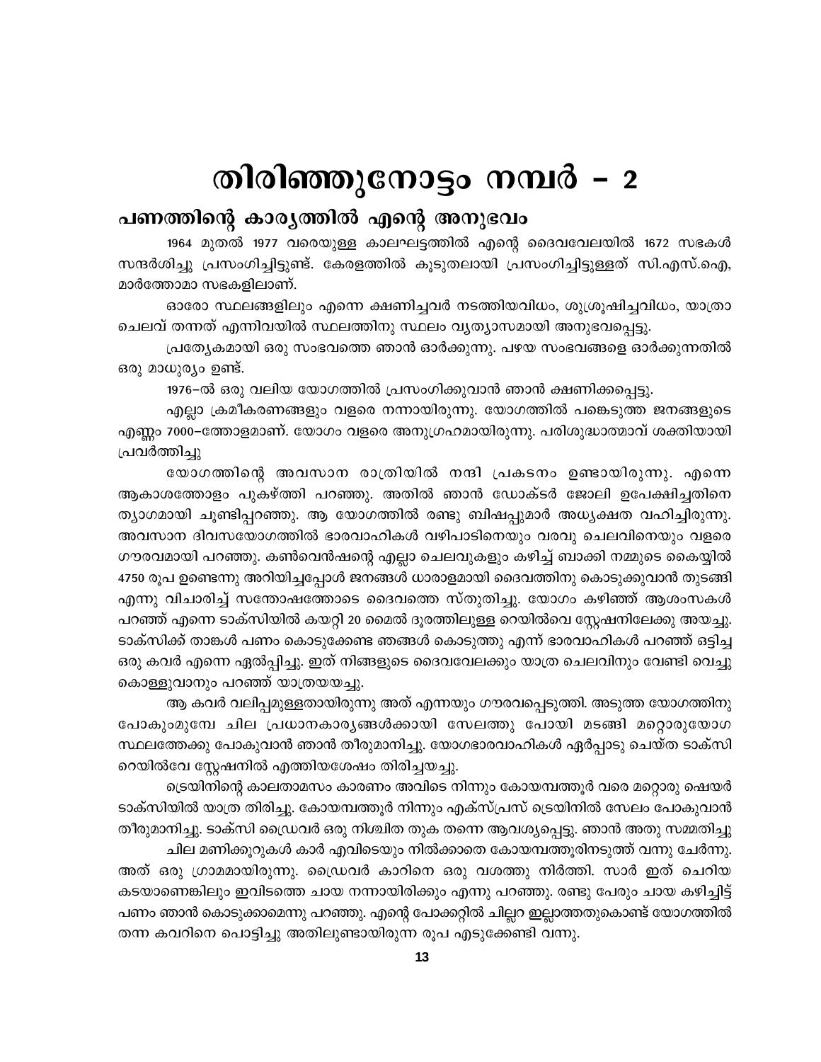# തിരിഞ്ഞുനോട്ടം നമ്പർ - 2

## പണത്തിന്റെ കാര്യത്തിൽ എന്റെ അനുഭവം

1964 മുതൽ 1977 വരെയുള്ള കാലഘട്ടത്തിൽ എന്റെ ദൈവവേലയിൽ 1672 സഭകൾ സന്ദർശിച്ചു പ്രസംഗിച്ചിട്ടുണ്ട്. കേരളത്തിൽ കൂടുതലായി പ്രസംഗിച്ചിട്ടുള്ളത് സി.എസ്.ഐ, മാർത്തോമാ സഭകളിലാണ്.

ഓരോ സ്ഥലങ്ങളിലും എന്നെ ക്ഷണിച്ചവർ നടത്തിയവിധം, ശുശ്രൂഷിച്ചവിധം, യാത്രാ ചെലവ് തന്നത് എന്നിവയിൽ സ്ഥലത്തിനു സ്ഥലം വ്യത്യാസമായി അനുഭവപ്പെട്ടു.

പ്രത്യേകമായി ഒരു സംഭവത്തെ ഞാൻ ഓർക്കുന്നു. പഴയ സംഭവങ്ങളെ ഓർക്കുന്നതിൽ ഒരു മാധുര്യം ഉണ്ട്.

1976–ൽ ഒരു വലിയ യോഗത്തിൽ പ്രസംഗിക്കുവാൻ ഞാൻ ക്ഷണിക്കപ്പെട്ടു.

എല്ലാ ക്രമീകരണങ്ങളും വളരെ നന്നായിരുന്നു. യോഗത്തിൽ പങ്കെടുത്ത ജനങ്ങളുടെ എണ്ണം 7000–ത്തോളമാണ്. യോഗം വളരെ അനുഗ്രഹമായിരുന്നു. പരിശുദ്ധാത്മാവ് ശക്തിയായി പ്രവർത്തിച്ചു

യോഗത്തിന്റെ അവസാന രാത്രിയിൽ നന്ദി പ്രകടനം ഉണ്ടായിരുന്നു. എന്നെ ആകാശത്തോളം പുകഴ്ത്തി പറഞ്ഞു. അതിൽ ഞാൻ ഡോക്ടർ ജോലി ഉപേക്ഷിച്ചതിനെ ത്യാഗമായി ചൂണ്ടിപ്പറഞ്ഞു. ആ യോഗത്തിൽ രണ്ടു ബിഷപ്പുമാർ അധ്യക്ഷത വഹിച്ചിരുന്നു. അവസാന ദിവസയോഗത്തിൽ ഭാരവാഹികൾ വഴിപാടിനെയും വരവു ചെലവിനെയും വളരെ ഗൗരവമായി പറഞ്ഞു. കൺവെൻഷന്റെ എല്ലാ ചെലവുകളും കഴിച്ച് ബാക്കി നമ്മുടെ കൈയ്യിൽ 4750 രൂപ ഉണ്ടെന്നു അറിയിച്ചപ്പോൾ ജനങ്ങൾ ധാരാളമായി ദൈവത്തിനു കൊടുക്കുവാൻ തുടങ്ങി എന്നു വിചാരിച്ച് സന്തോഷത്തോടെ ദൈവത്തെ സ്തുതിച്ചു. യോഗം കഴിഞ്ഞ് ആശംസകൾ പറഞ്ഞ് എന്നെ ടാക്സിയിൽ കയറ്റി 20 മൈൽ ദൂരത്തിലുള്ള റെയിൽവെ സ്റ്റേഷനിലേക്കു അയച്ചു. ടാക്സിക്ക് താങ്കൾ പണം കൊടുക്കേണ്ട ഞങ്ങൾ കൊടുത്തു എന്ന് ഭാരവാഹികൾ പറഞ്ഞ് ഒട്ടിച്ച ഒരു കവർ എന്നെ ഏൽപ്പിച്ചു. ഇത് നിങ്ങളുടെ ദൈവവേലക്കും യാത്ര ചെലവിനും വേണ്ടി വെച്ചു കൊള്ളുവാനും പറഞ്ഞ് യാത്രയയച്ചു.

ആ കവർ വലിപ്പമുള്ളതായിരുന്നു അത് എന്നയും ഗൗരവപ്പെടുത്തി. അടുത്ത യോഗത്തിനു പോകുംമുമ്പേ ചില പ്രധാനകാര്യങ്ങൾക്കായി സേലത്തു പോയി മടങ്ങി മറ്റൊരുയോഗ സ്ഥലത്തേക്കു പോകുവാൻ ഞാൻ തീരുമാനിച്ചു. യോഗഭാരവാഹികൾ ഏർപ്പാടു ചെയ്ത ടാക്സി റെയിൽവേ സ്റ്റേഷനിൽ എത്തിയശേഷം തിരിച്ചയച്ചു.

ട്രെയിനിന്റെ കാലതാമസം കാരണം അവിടെ നിന്നും കോയമ്പത്തൂർ വരെ മറ്റൊരു ഷെയർ ടാക്സിയിൽ യാത്ര തിരിച്ചു. കോയമ്പത്തൂർ നിന്നും എക്സ്പ്രസ് ട്രെയിനിൽ സേലം പോകുവാൻ തീരുമാനിച്ചു. ടാക്സി ഡ്രൈവർ ഒരു നിശ്ചിത തുക തന്നെ ആവശ്യപ്പെട്ടു. ഞാൻ അതു സമ്മതിച്ചു

ചില മണിക്കൂറുകൾ കാർ എവിടെയും നിൽക്കാതെ കോയമ്പത്തൂരിനടുത്ത് വന്നു ചേർന്നു. അത് ഒരു ഗ്രാമമായിരുന്നു. ഡ്രൈവർ കാറിനെ ഒരു വശത്തു നിർത്തി. സാർ ഇത് ചെറിയ കടയാണെങ്കിലും ഇവിടത്തെ ചായ നന്നായിരിക്കും എന്നു പറഞ്ഞു. രണ്ടു പേരും ചായ കഴിച്ചിട്ട് പണം ഞാൻ കൊടുക്കാമെന്നു പറഞ്ഞു. എന്റെ പോക്കറ്റിൽ ചില്ലറ ഇല്ലാത്തതുകൊണ്ട് യോഗത്തിൽ തന്ന കവറിനെ പൊട്ടിച്ചു അതിലുണ്ടായിരുന്ന രൂപ എടുക്കേണ്ടി വന്നു.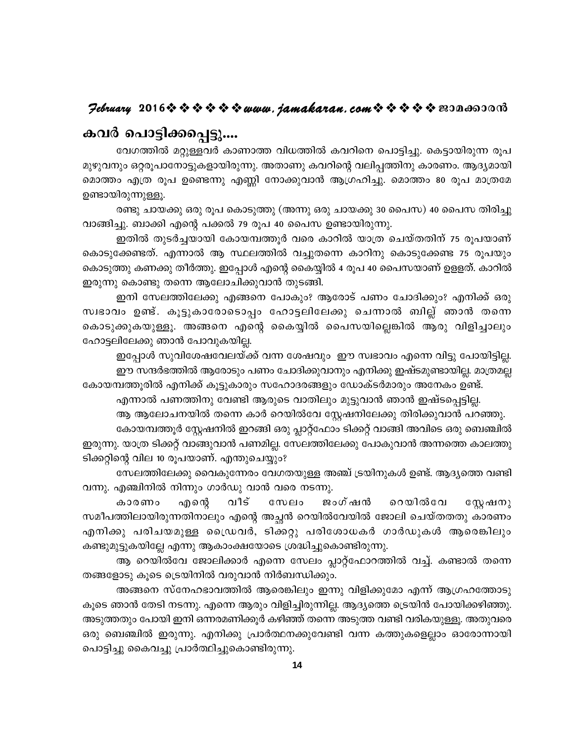## കവർ പൊട്ടിക്കപ്പെട്ടു....

വേഗത്തിൽ മറ്റുള്ളവർ കാണാത്ത വിധത്തിൽ കവറിനെ പൊട്ടിച്ചു. കെട്ടായിരുന്ന രൂപ മുഴുവനും ഒറ്റരൂപാനോട്ടുകളായിരുന്നു. അതാണു കവറിന്റെ വലിപ്പത്തിനു കാരണം. ആദ്യമായി മൊത്തം എത്ര രൂപ ഉണ്ടെന്നു എണ്ണി നോക്കുവാൻ ആഗ്രഹിച്ചു. മൊത്തം 80 രൂപ മാത്രമേ ഉണ്ടായിരുന്നുള്ളൂ.

രണ്ടു ചായക്കു ഒരു രൂപ കൊടുത്തു (അന്നു ഒരു ചായക്കു 30 പൈസ) 40 പൈസ തിരിച്ചു വാങ്ങിച്ചു. ബാക്കി എന്റെ പക്കൽ 79 രൂപ 40 പൈസ ഉണ്ടായിരുന്നു.

ഇതിൽ തുടർച്ചയായി കോയമ്പത്തൂർ വരെ കാറിൽ യാത്ര ചെയ്തതിന് 75 രൂപയാണ് കൊടുക്കേണ്ടത്. എന്നാൽ ആ സ്ഥലത്തിൽ വച്ചുതന്നെ കാറിനു കൊടുക്കേണ്ട 75 രൂപയും കൊടുത്തു കണക്കു തീർത്തു. ഇപ്പോൾ എന്റെ കൈയ്യിൽ 4 രൂപ 40 പൈസയാണ് ഉള്ളത്. കാറിൽ ഇരുന്നു കൊണ്ടു തന്നെ ആലോചിക്കുവാൻ തുടങ്ങി.

ഇനി സേലത്തിലേക്കു എങ്ങനെ പോകും? ആരോട് പണം ചോദിക്കും? എനിക്ക് ഒരു സ്വഭാവം ഉണ്ട്. കൂട്ടുകാരോടൊപ്പം ഹോട്ടലിലേക്കു ചെന്നാൽ ബില്ല് ഞാൻ തന്നെ കൊടുക്കുകയുള്ളൂ. അങ്ങനെ എന്റെ കൈയ്യിൽ പൈസയില്ലെങ്കിൽ ആരു വിളിച്ചാലും ഹോട്ടലിലേക്കു ഞാൻ പോവുകയില്ല.

ഇപ്പോൾ സുവിശേഷവേലയ്ക്ക് വന്ന ശേഷവും ഈ സ്വഭാവം എന്നെ വിട്ടു പോയിട്ടില്ല. ഈ സന്ദർഭത്തിൽ ആരോടും പണം ചോദിക്കുവാനും എനിക്കു ഇഷ്ടമുണ്ടായില്ല. മാത്രമല്ല കോയമ്പത്തൂരിൽ എനിക്ക് കൂട്ടുകാരും സഹോദരങ്ങളും ഡോക്ടർമാരും അനേകം ഉണ്ട്.

എന്നാൽ പണത്തിനു വേണ്ടി ആരുടെ വാതിലും മുട്ടുവാൻ ഞാൻ ഇഷ്ടപ്പെട്ടില്ല.

ആ ആലോചനയിൽ തന്നെ കാർ റെയിൽവേ സ്റ്റേഷനിലേക്കു തിരിക്കുവാൻ പറഞ്ഞു.

കോയമ്പത്തൂർ സ്റ്റേഷനിൽ ഇറങ്ങി ഒരു പ്ലാറ്റ്ഫോം ടിക്കറ്റ് വാങ്ങി അവിടെ ഒരു ബെഞ്ചിൽ ഇരുന്നു. യാത്ര ടിക്കറ്റ് വാങ്ങുവാൻ പണമില്ല. സേലത്തിലേക്കു പോകുവാൻ അന്നത്തെ കാലത്തു ടിക്കറ്റിന്റെ വില 10 രൂപയാണ്. എന്തുചെയ്യും?

സേലത്തിലേക്കു വൈകുന്നേരം വേഗതയുള്ള അഞ്ച് ട്രയിനുകൾ ഉണ്ട്. ആദ്യത്തെ വണ്ടി വന്നു. എഞ്ചിനിൽ നിന്നും ഗാർഡു വാൻ വരെ നടന്നു.

കാരണം എന്റെ വീട് സേലം ജംഗ്ഷൻ റെയിൽവേ സ്റ്റേഷനു സമീപത്തിലായിരുന്നതിനാലും എന്റെ അച്ഛൻ റെയിൽവേയിൽ ജോലി ചെയ്തതു കാരണം എനിക്കു പരിചയമുള്ള ഡ്രൈവർ, ടിക്കറ്റു പരിശോധകർ ഗാർഡുകൾ ആരെങ്കിലും കണ്ടുമുട്ടുകയില്ലേ എന്നു ആകാംക്ഷയോടെ ശ്രദ്ധിച്ചുകൊണ്ടിരുന്നു.

ആ റെയിൽവേ ജോലിക്കാർ എന്നെ സേലം പ്ലാറ്റ്ഫോറത്തിൽ വച്ച്. കണ്ടാൽ തന്നെ തങ്ങളോടു കൂടെ ട്രെയിനിൽ വരുവാൻ നിർബന്ധിക്കും.

അങ്ങനെ സ്നേഹഭാവത്തിൽ ആരെങ്കിലും ഇന്നു വിളിക്കുമോ എന്ന് ആഗ്രഹത്തോടു കൂടെ ഞാൻ തേടി നടന്നു. എന്നെ ആരും വിളിച്ചിരുന്നില്ല. ആദ്യത്തെ ട്രെയിൻ പോയിക്കഴിഞ്ഞു. അടുത്തതും പോയി ഇനി ഒന്നരമണിക്കൂർ കഴിഞ്ഞ് തന്നെ അടുത്ത വണ്ടി വരികയുള്ളൂ. അതുവരെ ഒരു ബെഞ്ചിൽ ഇരുന്നു. എനിക്കു പ്രാർത്ഥനക്കുവേണ്ടി വന്ന കത്തുകളെല്ലാം ഓരോന്നായി പൊട്ടിച്ചു കൈവച്ചു പ്രാർത്ഥിച്ചുകൊണ്ടിരുന്നു.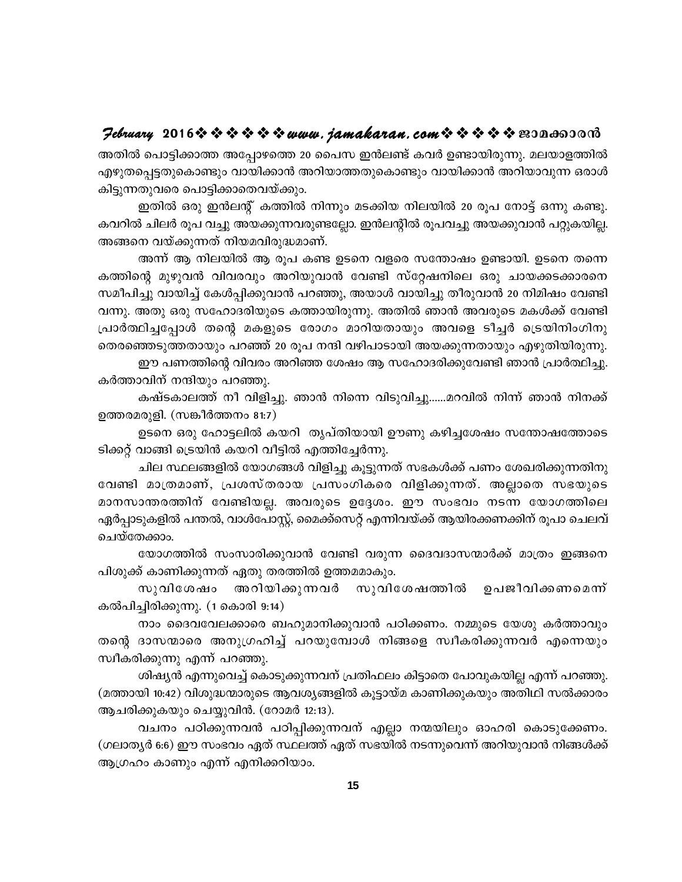അതിൽ പൊട്ടിക്കാത്ത അപ്പോഴത്തെ 20 പൈസ ഇൻലണ്ട് കവർ ഉണ്ടായിരുന്നു. മലയാളത്തിൽ എഴുതപ്പെട്ടതുകൊണ്ടും വായിക്കാൻ അറിയാത്തതുകൊണ്ടും വായിക്കാൻ അറിയാവുന്ന ഒരാൾ കിട്ടുന്നതുവരെ പൊട്ടിക്കാതെവയ്ക്കും.

ഇതിൽ ഒരു ഇൻലന്റ് കത്തിൽ നിന്നും മടക്കിയ നിലയിൽ 20 രൂപ നോട്ട് ഒന്നു കണ്ടു. കവറിൽ ചിലർ രൂപ വച്ചു അയക്കുന്നവരുണ്ടല്ലോ. ഇൻലന്റിൽ രൂപവച്ചു അയക്കുവാൻ പറ്റുകയില്ല. അങ്ങനെ വയ്ക്കുന്നത് നിയമവിരുദ്ധമാണ്.

അന്ന് ആ നിലയിൽ ആ രൂപ കണ്ട ഉടനെ വളരെ സന്തോഷം ഉണ്ടായി. ഉടനെ തന്നെ കത്തിന്റെ മുഴുവൻ വിവരവും അറിയുവാൻ വേണ്ടി സ്റ്റേഷനിലെ ഒരു ചായക്കടക്കാരനെ സമീപിച്ചു വായിച്ച് കേൾപ്പിക്കുവാൻ പറഞ്ഞു, അയാൾ വായിച്ചു തീരുവാൻ 20 നിമിഷം വേണ്ടി വന്നു. അതു ഒരു സഹോദരിയുടെ കത്തായിരുന്നു. അതിൽ ഞാൻ അവരുടെ മകൾക്ക് വേണ്ടി പ്രാർത്ഥിച്ചപ്പോൾ തന്റെ മകളുടെ രോഗം മാറിയതായും അവളെ ടീച്ചർ ട്രെയിനിംഗിനു തെരഞ്ഞെടുത്തതായും പറഞ്ഞ് 20 രൂപ നന്ദി വഴിപാടായി അയക്കുന്നതായും എഴുതിയിരുന്നു.

ഈ പണത്തിന്റെ വിവരം അറിഞ്ഞ ശേഷം ആ സഹോദരിക്കുവേണ്ടി ഞാൻ പ്രാർത്ഥിച്ചു. കർത്താവിന് നന്ദിയും പറഞ്ഞു.

കഷ്ടകാലത്ത് നീ വിളിച്ചു. ഞാൻ നിന്നെ വിടുവിച്ചു......മറവിൽ നിന്ന് ഞാൻ നിനക്ക് ഉത്തരമരുളി. (സങ്കീർത്തനം 81:7)

ഉടനെ ഒരു ഹോട്ടലിൽ കയറി തൃപ്തിയായി ഊണു കഴിച്ചശേഷം സന്തോഷത്തോടെ ടിക്കറ്റ് വാങ്ങി ട്രെയിൻ കയറി വീട്ടിൽ എത്തിച്ചേർന്നു.

ചില സ്ഥലങ്ങളിൽ യോഗങ്ങൾ വിളിച്ചു കൂട്ടുന്നത് സഭകൾക്ക് പണം ശേഖരിക്കുന്നതിനു വേണ്ടി മാത്രമാണ്, പ്രശസ്തരായ പ്രസംഗികരെ വിളിക്കുന്നത്. അല്ലാതെ സഭയുടെ മാനസാന്തരത്തിന് വേണ്ടിയല്ല. അവരുടെ ഉദ്ദേശം. ഈ സംഭവം നടന്ന യോഗത്തിലെ ഏർപ്പാടുകളിൽ പന്തൽ, വാൾപോസ്റ്റ്, മൈക്ക്സെറ്റ് എന്നിവയ്ക്ക് ആയിരക്കണക്കിന് രൂപാ ചെലവ് ചെയ്തേക്കാം.

യോഗത്തിൽ സംസാരിക്കുവാൻ വേണ്ടി വരുന്ന ദൈവദാസന്മാർക്ക് മാത്രം ഇങ്ങനെ പിശുക്ക് കാണിക്കുന്നത് ഏതു തരത്തിൽ ഉത്തമമാകും.

സുവിശേഷം അറിയിക്കുന്നവർ സുവിശേഷത്തിൽ ഉപജീവിക്കണമെന്ന് കൽപിച്ചിരിക്കുന്നു. (1 കൊരി 9:14)

നാം ദൈവവേലക്കാരെ ബഹുമാനിക്കുവാൻ പഠിക്കണം. നമ്മുടെ യേശു കർത്താവും തന്റെ ദാസന്മാരെ അനുഗ്രഹിച്ച് പറയുമ്പോൾ നിങ്ങളെ സ്വീകരിക്കുന്നവർ എന്നെയും സ്വീകരിക്കുന്നു എന്ന് പറഞ്ഞു.

ശിഷ്യൻ എന്നുവെച്ച് കൊടുക്കുന്നവന് പ്രതിഫലം കിട്ടാതെ പോവുകയില്ല എന്ന് പറഞ്ഞു. (മത്തായി 10:42) വിശുദ്ധന്മാരുടെ ആവശ്യങ്ങളിൽ കൂട്ടായ്മ കാണിക്കുകയും അതിഥി സൽക്കാരം ആചരിക്കുകയും ചെയ്യുവിൻ. (റോമർ 12:13).

വചനം പഠിക്കുന്നവൻ പഠിപ്പിക്കുന്നവന് എല്ലാ നന്മയിലും ഓഹരി കൊടുക്കേണം. (ഗലാത്യർ 6:6) ഈ സംഭവം ഏത് സ്ഥലത്ത് ഏത് സഭയിൽ നടന്നുവെന്ന് അറിയുവാൻ നിങ്ങൾക്ക് ആഗ്രഹം കാണും എന്ന് എനിക്കറിയാം.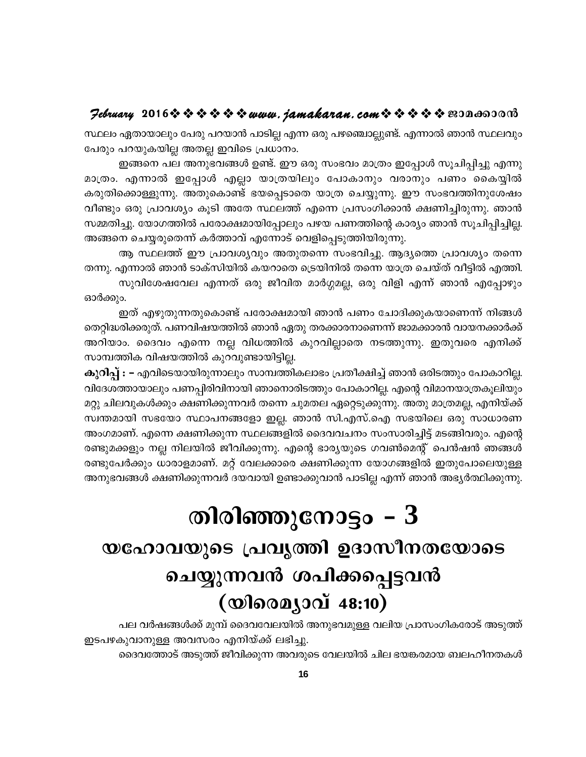സ്ഥലം ഏതായാലും പേരു പറയാൻ പാടില്ല എന്ന ഒരു പഴഞ്ചൊല്ലുണ്ട്. എന്നാൽ ഞാൻ സ്ഥലവും പേരും പറയുകയില്ല അതല്ല ഇവിടെ പ്രധാനം.

ഇങ്ങനെ പല അനുഭവങ്ങൾ ഉണ്ട്. ഈ ഒരു സംഭവം മാത്രം ഇപ്പോൾ സൂചിപ്പിച്ചു എന്നു മാത്രം. എന്നാൽ ഇപ്പോൾ എല്ലാ യാത്രയിലും പോകാനും വരാനും പണം കൈയ്യിൽ കരുതിക്കൊള്ളുന്നു. അതുകൊണ്ട് ഭയപ്പെടാതെ യാത്ര ചെയ്യുന്നു. ഈ സംഭവത്തിനുശേഷം വീണ്ടും ഒരു പ്രാവശ്യം കൂടി അതേ സ്ഥലത്ത് എന്നെ പ്രസംഗിക്കാൻ ക്ഷണിച്ചിരുന്നു. ഞാൻ സമ്മതിച്ചു. യോഗത്തിൽ പരോക്ഷമായിപ്പോലും പഴയ പണത്തിന്റെ കാര്യം ഞാൻ സൂചിപ്പിച്ചില്ല. അങ്ങനെ ചെയ്യരുതെന്ന് കർത്താവ് എന്നോട് വെളിപ്പെടുത്തിയിരുന്നു.

ആ സ്ഥലത്ത് ഈ പ്രാവശ്യവും അതുതന്നെ സംഭവിച്ചു. ആദ്യത്തെ പ്രാവശ്യം തന്നെ തന്നു. എന്നാൽ ഞാൻ ടാക്സിയിൽ കയറാതെ ട്രെയിനിൽ തന്നെ യാത്ര ചെയ്ത് വീട്ടിൽ എത്തി.

സുവിശേഷവേല എന്നത് ഒരു ജീവിത മാർഗ്ഗമല്ല, ഒരു വിളി എന്ന് ഞാൻ എപ്പോഴും ഓർക്കും.

ഇത് എഴുതുന്നതുകൊണ്ട് പരോക്ഷമായി ഞാൻ പണം ചോദിക്കുകയാണെന്ന് നിങ്ങൾ തെറ്റിദ്ധരിക്കരുത്. പണവിഷയത്തിൽ ഞാൻ ഏതു തരക്കാരനാണെന്ന് ജാമക്കാരൻ വായനക്കാർക്ക് അറിയാം. ദൈവം എന്നെ നല്ല വിധത്തിൽ കുറവില്ലാതെ നടത്തുന്നു. ഇതുവരെ എനിക്ക് സാമ്പത്തിക വിഷയത്തിൽ കുറവുണ്ടായിട്ടില്ല.

**കുറിപ്പ് : –** എവിടെയായിരുന്നാലും സാമ്പത്തികലാഭം പ്രതീക്ഷിച്ച് ഞാൻ ഒരിടത്തും പോകാറില്ല. വിദേശത്തായാലും പണപ്പിരിവിനായി ഞാനൊരിടത്തും പോകാറില്ല. എന്റെ വിമാനയാത്രകൂലിയും മറ്റു ചിലവുകൾക്കും ക്ഷണിക്കുന്നവർ തന്നെ ചുമതല ഏറ്റെടുക്കുന്നു. അതു മാത്രമല്ല, എനിയ്ക്ക് സ്വന്തമായി സഭയോ സ്ഥാപനങ്ങളോ ഇല്ല. ഞാൻ സി.എസ്.ഐ സഭയിലെ ഒരു സാധാരണ അംഗമാണ്. എന്നെ ക്ഷണിക്കുന്ന സ്ഥലങ്ങളിൽ ദൈവവചനം സംസാരിച്ചിട്ട് മടങ്ങിവരും. എന്റെ രണ്ടുമക്കളും നല്ല നിലയിൽ ജീവിക്കുന്നു. എന്റെ ഭാര്യയുടെ ഗവൺമെന്റ് പെൻഷൻ ഞങ്ങൾ രണ്ടുപേർക്കും ധാരാളമാണ്. മറ്റ് വേലക്കാരെ ക്ഷണിക്കുന്ന യോഗങ്ങളിൽ ഇതുപോലെയുള്ള അനുഭവങ്ങൾ ക്ഷണിക്കുന്നവർ ദയവായി ഉണ്ടാക്കുവാൻ പാടില്ല എന്ന് ഞാൻ അഭ്യർത്ഥിക്കുന്നു.

# തിരിഞ്ഞുനോട്ടം – 3

## യഹോവയുടെ പ്രവൃത്തി ഉദാസീനതയോടെ ചെയ്യുന്നവൻ ശപിക്കപ്പെട്ടവൻ (യിരെമ്യാവ് 48:10)

പല വർഷങ്ങൾക്ക് മുമ്പ് ദൈവവേലയിൽ അനുഭവമുള്ള വലിയ പ്രാസംഗികരോട് അടുത്ത് ഇടപഴകുവാനുള്ള അവസരം എനിയ്ക്ക് ലഭിച്ചു.

ദൈവത്തോട് അടുത്ത് ജീവിക്കുന്ന അവരുടെ വേലയിൽ ചില ഭയങ്കരമായ ബലഹീനതകൾ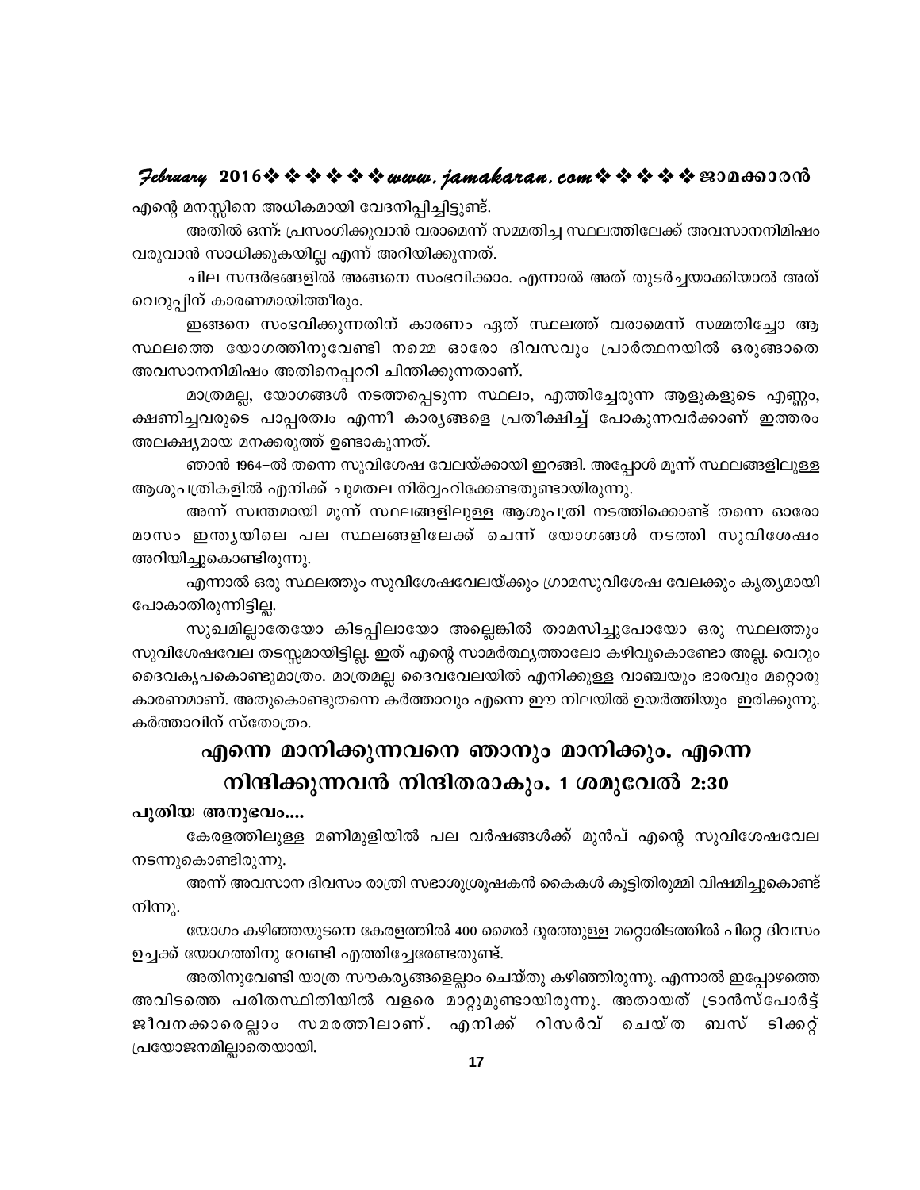എന്റെ മനസ്സിനെ അധികമായി വേദനിപ്പിച്ചിട്ടുണ്ട്.

അതിൽ ഒന്ന്: പ്രസംഗിക്കുവാൻ വരാമെന്ന് സമ്മതിച്ച സ്ഥലത്തിലേക്ക് അവസാനനിമിഷം വരുവാൻ സാധിക്കുകയില്ല എന്ന് അറിയിക്കുന്നത്.

ചില സന്ദർഭങ്ങളിൽ അങ്ങനെ സംഭവിക്കാം. എന്നാൽ അത് തുടർച്ചയാക്കിയാൽ അത് വെറുപ്പിന് കാരണമായിത്തീരും.

ഇങ്ങനെ സംഭവിക്കുന്നതിന് കാരണം ഏത് സ്ഥലത്ത് വരാമെന്ന് സമ്മതിച്ചോ ആ സ്ഥലത്തെ യോഗത്തിനുവേണ്ടി നമ്മെ ഓരോ ദിവസവും പ്രാർത്ഥനയിൽ ഒരുങ്ങാതെ അവസാനനിമിഷം അതിനെപ്പററി ചിന്തിക്കുന്നതാണ്.

മാത്രമല്ല, യോഗങ്ങൾ നടത്തപ്പെടുന്ന സ്ഥലം, എത്തിച്ചേരുന്ന ആളുകളുടെ എണ്ണം, ക്ഷണിച്ചവരുടെ പാപ്പരത്വം എന്നീ കാര്യങ്ങളെ പ്രതീക്ഷിച്ച് പോകുന്നവർക്കാണ് ഇത്തരം അലക്ഷ്യമായ മനക്കരുത്ത് ഉണ്ടാകുന്നത്.

ഞാൻ 1964–ൽ തന്നെ സുവിശേഷ വേലയ്ക്കായി ഇറങ്ങി. അപ്പോൾ മൂന്ന് സ്ഥലങ്ങളിലുള്ള ആശുപത്രികളിൽ എനിക്ക് ചുമതല നിർവ്വഹിക്കേണ്ടതുണ്ടായിരുന്നു.

അന്ന് സ്വന്തമായി മൂന്ന് സ്ഥലങ്ങളിലുള്ള ആശുപത്രി നടത്തിക്കൊണ്ട് തന്നെ ഓരോ മാസം ഇന്ത്യയിലെ പല സ്ഥലങ്ങളിലേക്ക് ചെന്ന് യോഗങ്ങൾ നടത്തി സുവിശേഷം അറിയിച്ചുകൊണ്ടിരുന്നു.

എന്നാൽ ഒരു സ്ഥലത്തും സുവിശേഷവേലയ്ക്കും ഗ്രാമസുവിശേഷ വേലക്കും കൃത്യമായി പോകാതിരുന്നിട്ടില്ല.

സുഖമില്ലാതേയോ കിടപ്പിലായോ അല്ലെങ്കിൽ താമസിച്ചുപോയോ ഒരു സ്ഥലത്തും സുവിശേഷവേല തടസ്സമായിട്ടില്ല. ഇത് എന്റെ സാമർത്ഥ്യത്താലോ കഴിവുകൊണ്ടോ അല്ല. വെറും ദൈവകൃപകൊണ്ടുമാത്രം. മാത്രമല്ല ദൈവവേലയിൽ എനിക്കുള്ള വാഞ്ചയും ഭാരവും മറ്റൊരു കാരണമാണ്. അതുകൊണ്ടുതന്നെ കർത്താവും എന്നെ ഈ നിലയിൽ ഉയർത്തിയും ഇരിക്കുന്നു. കർത്താവിന് സ്തോത്രം.

## എന്നെ മാനിക്കുന്നവനെ ഞാനും മാനിക്കും. എന്നെ നിന്ദിക്കുന്നവൻ നിന്ദിതരാകും. 1 ശമുവേൽ 2:30

**പുതിയ അനുഭവം....**

കേരളത്തിലുള്ള മണിമുളിയിൽ പല വർഷങ്ങൾക്ക് മുൻപ് എന്റെ സുവിശേഷവേല നടന്നുകൊണ്ടിരുന്നു.

അന്ന് അവസാന ദിവസം രാത്രി സഭാശുശ്രൂഷകൻ കൈകൾ കൂട്ടിതിരുമ്മി വിഷമിച്ചുകൊണ്ട് നിന്നു.

യോഗം കഴിഞ്ഞയുടനെ കേരളത്തിൽ 400 മൈൽ ദൂരത്തുള്ള മറ്റൊരിടത്തിൽ പിറ്റെ ദിവസം ഉച്ചക്ക് യോഗത്തിനു വേണ്ടി എത്തിച്ചേരേണ്ടതുണ്ട്.

അതിനുവേണ്ടി യാത്ര സൗകര്യങ്ങളെല്ലാം ചെയ്തു കഴിഞ്ഞിരുന്നു. എന്നാൽ ഇപ്പോഴത്തെ അവിടത്തെ പരിതസ്ഥിതിയിൽ വളരെ മാറ്റുമുണ്ടായിരുന്നു. അതായത് ട്രാൻസ്പോർട്ട് ജീവനക്കാരെല്ലാം സമരത്തിലാണ്. എനിക്ക് റിസർവ് ചെയ്ത ബസ് ടിക്കറ്റ് പ്രയോജനമില്ലാതെയായി.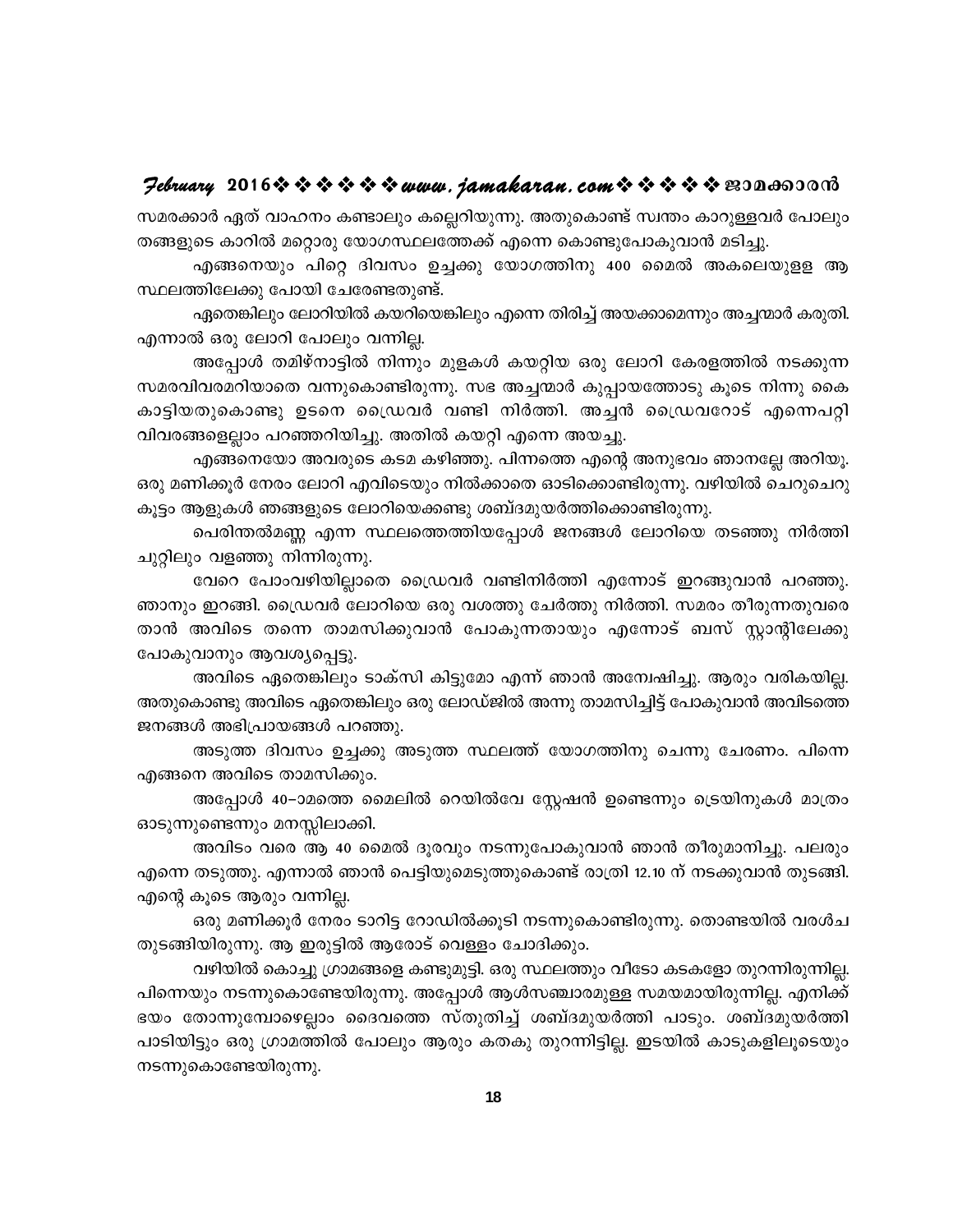സമരക്കാർ ഏത് വാഹനം കണ്ടാലും കല്ലെറിയുന്നു. അതുകൊണ്ട് സ്വന്തം കാറുള്ളവർ പോലും തങ്ങളുടെ കാറിൽ മറ്റൊരു യോഗസ്ഥലത്തേക്ക് എന്നെ കൊണ്ടുപോകുവാൻ മടിച്ചു.

എങ്ങനെയും പിറ്റെ ദിവസം ഉച്ചക്കു യോഗത്തിനു 400 മൈൽ അകലെയുള്ള ആ സ്ഥലത്തിലേക്കു പോയി ചേരേണ്ടതുണ്ട്.

ഏതെങ്കിലും ലോറിയിൽ കയറിയെങ്കിലും എന്നെ തിരിച്ച് അയക്കാമെന്നും അച്ചന്മാർ കരുതി. എന്നാൽ ഒരു ലോറി പോലും വന്നില്ല.

അപ്പോൾ തമിഴ്നാട്ടിൽ നിന്നും മുളകൾ കയറ്റിയ ഒരു ലോറി കേരളത്തിൽ നടക്കുന്ന സമരവിവരമറിയാതെ വന്നുകൊണ്ടിരുന്നു. സഭ അച്ചന്മാർ കുപ്പായത്തോടു കൂടെ നിന്നു കൈ കാട്ടിയതുകൊണ്ടു ഉടനെ ഡ്രൈവർ വണ്ടി നിർത്തി. അച്ചൻ ഡ്രൈവറോട് എന്നെപറ്റി വിവരങ്ങളെല്ലാം പറഞ്ഞറിയിച്ചു. അതിൽ കയറ്റി എന്നെ അയച്ചു.

എങ്ങനെയോ അവരുടെ കടമ കഴിഞ്ഞു. പിന്നത്തെ എന്റെ അനുഭവം ഞാനല്ലേ അറിയൂ. ഒരു മണിക്കൂർ നേരം ലോറി എവിടെയും നിൽക്കാതെ ഓടിക്കൊണ്ടിരുന്നു. വഴിയിൽ ചെറുചെറു കൂട്ടം ആളുകൾ ഞങ്ങളുടെ ലോറിയെക്കണ്ടു ശബ്ദമുയർത്തിക്കൊണ്ടിരുന്നു.

പെരിന്തൽമണ്ണ എന്ന സ്ഥലത്തെത്തിയപ്പോൾ ജനങ്ങൾ ലോറിയെ തടഞ്ഞു നിർത്തി ചുറ്റിലും വളഞ്ഞു നിന്നിരുന്നു.

വേറെ പോംവഴിയില്ലാതെ ഡ്രൈവർ വണ്ടിനിർത്തി എന്നോട് ഇറങ്ങുവാൻ പറഞ്ഞു. ഞാനും ഇറങ്ങി. ഡ്രൈവർ ലോറിയെ ഒരു വശത്തു ചേർത്തു നിർത്തി. സമരം തീരുന്നതുവരെ താൻ അവിടെ തന്നെ താമസിക്കുവാൻ പോകുന്നതായും എന്നോട് ബസ് സ്റ്റാന്റിലേക്കു പോകുവാനും ആവശ്യപ്പെട്ടു.

അവിടെ ഏതെങ്കിലും ടാക്സി കിട്ടുമോ എന്ന് ഞാൻ അന്വേഷിച്ചു. ആരും വരികയില്ല. അതുകൊണ്ടു അവിടെ ഏതെങ്കിലും ഒരു ലോഡ്ജിൽ അന്നു താമസിച്ചിട്ട് പോകുവാൻ അവിടത്തെ ജനങ്ങൾ അഭിപ്രായങ്ങൾ പറഞ്ഞു.

അടുത്ത ദിവസം ഉച്ചക്കു അടുത്ത സ്ഥലത്ത് യോഗത്തിനു ചെന്നു ചേരണം. പിന്നെ എങ്ങനെ അവിടെ താമസിക്കും.

അപ്പോൾ 40–ാമത്തെ മൈലിൽ റെയിൽവേ സ്റ്റേഷൻ ഉണ്ടെന്നും ട്രെയിനുകൾ മാത്രം ഓടുന്നുണ്ടെന്നും മനസ്സിലാക്കി.

അവിടം വരെ ആ 40 മൈൽ ദൂരവും നടന്നുപോകുവാൻ ഞാൻ തീരുമാനിച്ചു. പലരും എന്നെ തടുത്തു. എന്നാൽ ഞാൻ പെട്ടിയുമെടുത്തുകൊണ്ട് രാത്രി 12.10 ന് നടക്കുവാൻ തുടങ്ങി. എന്റെ കൂടെ ആരും വന്നില്ല.

ഒരു മണിക്കൂർ നേരം ടാറിട്ട റോഡിൽക്കൂടി നടന്നുകൊണ്ടിരുന്നു. തൊണ്ടയിൽ വരൾച്ച തുടങ്ങിയിരുന്നു. ആ ഇരുട്ടിൽ ആരോട് വെള്ളം ചോദിക്കും.

വഴിയിൽ കൊച്ചു ഗ്രാമങ്ങളെ കണ്ടുമുട്ടി. ഒരു സ്ഥലത്തും വീടോ കടകളോ തുറന്നിരുന്നില്ല. പിന്നെയും നടന്നുകൊണ്ടേയിരുന്നു. അപ്പോൾ ആൾസഞ്ചാരമുള്ള സമയമായിരുന്നില്ല. എനിക്ക് ഭയം തോന്നുമ്പോഴെല്ലാം ദൈവത്തെ സ്തുതിച്ച് ശബ്ദമുയർത്തി പാടും. ശബ്ദമുയർത്തി പാടിയിട്ടും ഒരു ഗ്രാമത്തിൽ പോലും ആരും കതകു തുറന്നിട്ടില്ല. ഇടയിൽ കാടുകളിലൂടെയും നടന്നുകൊണ്ടേയിരുന്നു.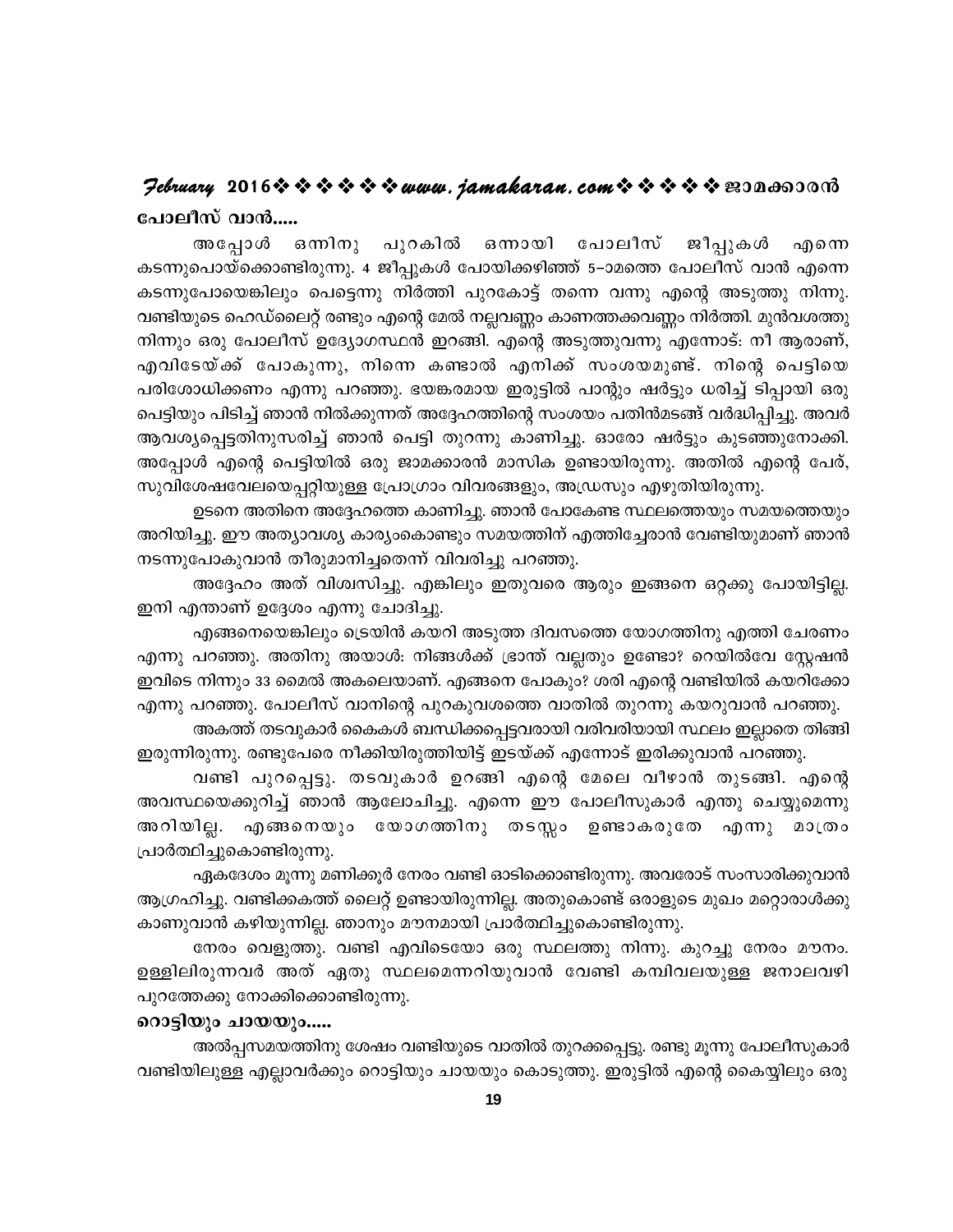### പോലീസ് വാൻ.....

അപ്പോൾ ഒന്നിനു പുറകിൽ ഒന്നായി പോലീസ് ജീപ്പുകൾ എന്നെ കടന്നുപൊയ്ക്കൊണ്ടിരുന്നു. 4 ജീപ്പുകൾ പോയിക്കഴിഞ്ഞ് 5–ാമത്തെ പോലീസ് വാൻ എന്നെ കടന്നുപോയെങ്കിലും പെട്ടെന്നു നിർത്തി പുറകോട്ട് തന്നെ വന്നു എന്റെ അടുത്തു നിന്നു. വണ്ടിയുടെ ഹെഡ്‌ലൈറ്റ് രണ്ടും എന്റെ മേൽ നല്ലവണ്ണം കാണത്തക്കവണ്ണം നിർത്തി. മുൻവശത്തു നിന്നും ഒരു പോലീസ് ഉദ്യോഗസ്ഥൻ ഇറങ്ങി. എന്റെ അടുത്തുവന്നു എന്നോട്: നീ ആരാണ്, എവിടേയ്ക്ക് പോകുന്നു, നിന്നെ കണ്ടാൽ എനിക്ക് സംശയമുണ്ട്. നിന്റെ പെട്ടിയെ പരിശോധിക്കണം എന്നു പറഞ്ഞു. ഭയങ്കരമായ ഇരുട്ടിൽ പാന്റും ഷർട്ടും ധരിച്ച് ടിപ്പായി ഒരു പെട്ടിയും പിടിച്ച് ഞാൻ നിൽക്കുന്നത് അദ്ദേഹത്തിന്റെ സംശയം പതിൻമടങ്ങ് വർദ്ധിപ്പിച്ചു. അവർ ആവശ്യപ്പെട്ടതിനുസരിച്ച് ഞാൻ പെട്ടി തുറന്നു കാണിച്ചു. ഓരോ ഷർട്ടും കുടഞ്ഞുനോക്കി. അപ്പോൾ എന്റെ പെട്ടിയിൽ ഒരു ജാമക്കാരൻ മാസിക ഉണ്ടായിരുന്നു. അതിൽ എന്റെ പേര്, സുവിശേഷവേലയെപ്പറ്റിയുള്ള പ്രോഗ്രാം വിവരങ്ങളും, അഡ്രസും എഴുതിയിരുന്നു.

ഉടനെ അതിനെ അദ്ദേഹത്തെ കാണിച്ചു. ഞാൻ പോകേണ്ട സ്ഥലത്തെയും സമയത്തെയും അറിയിച്ചു. ഈ അത്യാവശ്യ കാര്യംകൊണ്ടും സമയത്തിന് എത്തിച്ചേരാൻ വേണ്ടിയുമാണ് ഞാൻ നടന്നുപോകുവാൻ തീരുമാനിച്ചതെന്ന് വിവരിച്ചു പറഞ്ഞു.

അദ്ദേഹം അത് വിശ്വസിച്ചു. എങ്കിലും ഇതുവരെ ആരും ഇങ്ങനെ ഒറ്റക്കു പോയിട്ടില്ല. ഇനി എന്താണ് ഉദ്ദേശം എന്നു ചോദിച്ചു.

എങ്ങനെയെങ്കിലും ട്രെയിൻ കയറി അടുത്ത ദിവസത്തെ യോഗത്തിനു എത്തി ചേരണം എന്നു പറഞ്ഞു. അതിനു അയാൾ: നിങ്ങൾക്ക് ഭ്രാന്ത് വല്ലതും ഉണ്ടോ? റെയിൽവേ സ്റ്റേഷൻ ഇവിടെ നിന്നും 33 മൈൽ അകലെയാണ്. എങ്ങനെ പോകും? ശരി എന്റെ വണ്ടിയിൽ കയറിക്കോ എന്നു പറഞ്ഞു. പോലീസ് വാനിന്റെ പുറകുവശത്തെ വാതിൽ തുറന്നു കയറുവാൻ പറഞ്ഞു.

അകത്ത് തടവുകാർ കൈകൾ ബന്ധിക്കപ്പെട്ടവരായി വരിവരിയായി സ്ഥലം ഇല്ലാതെ തിങ്ങി ഇരുന്നിരുന്നു. രണ്ടുപേരെ നീക്കിയിരുത്തിയിട്ട് ഇടയ്ക്ക് എന്നോട് ഇരിക്കുവാൻ പറഞ്ഞു.

വണ്ടി പുറപ്പെട്ടു. തടവുകാർ ഉറങ്ങി എന്റെ മേലെ വീഴാൻ തുടങ്ങി. എന്റെ അവസ്ഥയെക്കുറിച്ച് ഞാൻ ആലോചിച്ചു. എന്നെ ഈ പോലീസുകാർ എന്തു ചെയ്യുമെന്നു അറിയില്ല. എങ്ങനെയും യോഗത്തിനു തടസ്സം ഉണ്ടാകരുതേ എന്നു മാത്രം പ്രാർത്ഥിച്ചുകൊണ്ടിരുന്നു.

ഏകദേശം മൂന്നു മണിക്കൂർ നേരം വണ്ടി ഓടിക്കൊണ്ടിരുന്നു. അവരോട് സംസാരിക്കുവാൻ ആഗ്രഹിച്ചു. വണ്ടിക്കകത്ത് ലൈറ്റ് ഉണ്ടായിരുന്നില്ല. അതുകൊണ്ട് ഒരാളുടെ മുഖം മറ്റൊരാൾക്കു കാണുവാൻ കഴിയുന്നില്ല. ഞാനും മൗനമായി പ്രാർത്ഥിച്ചുകൊണ്ടിരുന്നു.

നേരം വെളുത്തു. വണ്ടി എവിടെയോ ഒരു സ്ഥലത്തു നിന്നു. കുറച്ചു നേരം മൗനം. ഉള്ളിലിരുന്നവർ അത് ഏതു സ്ഥലമെന്നറിയുവാൻ വേണ്ടി കമ്പിവലയുള്ള ജനാലവഴി പുറത്തേക്കു നോക്കിക്കൊണ്ടിരുന്നു.

### റൊട്ടിയും ചായയും.....

അൽപ്പസമയത്തിനു ശേഷം വണ്ടിയുടെ വാതിൽ തുറക്കപ്പെട്ടു. രണ്ടു മൂന്നു പോലീസുകാർ വണ്ടിയിലുള്ള എല്ലാവർക്കും റൊട്ടിയും ചായയും കൊടുത്തു. ഇരുട്ടിൽ എന്റെ കൈയ്യിലും ഒരു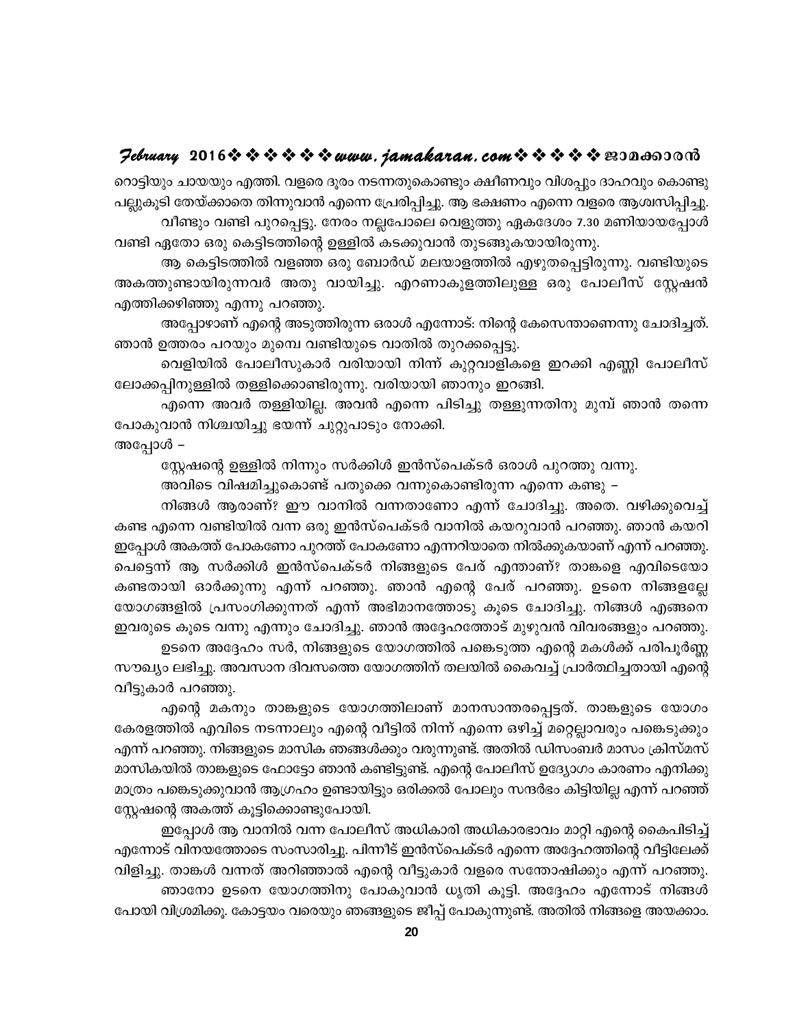റൊട്ടിയും ചായയും എത്തി. വളരെ ദൂരം നടന്നതുകൊണ്ടും ക്ഷീണവും വിശപ്പും ദാഹവും കൊണ്ടു പല്ലുകൂടി തേയ്ക്കാതെ തിന്നുവാൻ എന്നെ പ്രേരിപ്പിച്ചു. ആ ഭക്ഷണം എന്നെ വളരെ ആശ്വസിപ്പിച്ചു.

വീണ്ടും വണ്ടി പുറപ്പെട്ടു. നേരം നല്ലപോലെ വെളുത്തു ഏകദേശം 7.30 മണിയായപ്പോൾ വണ്ടി ഏതോ ഒരു കെട്ടിടത്തിന്റെ ഉള്ളിൽ കടക്കുവാൻ തുടങ്ങുകയായിരുന്നു.

ആ കെട്ടിടത്തിൽ വളഞ്ഞ ഒരു ബോർഡ് മലയാളത്തിൽ എഴുതപ്പെട്ടിരുന്നു. വണ്ടിയുടെ അകത്തുണ്ടായിരുന്നവർ അതു വായിച്ചു. എറണാകുളത്തിലുള്ള ഒരു പോലീസ് സ്റ്റേഷൻ എത്തിക്കഴിഞ്ഞു എന്നു പറഞ്ഞു.

അപ്പോഴാണ് എന്റെ അടുത്തിരുന്ന ഒരാൾ എന്നോട്: നിന്റെ കേസെന്താണെന്നു ചോദിച്ചത്. ഞാൻ ഉത്തരം പറയും മുമ്പെ വണ്ടിയുടെ വാതിൽ തുറക്കപ്പെട്ടു.

വെളിയിൽ പോലീസുകാർ വരിയായി നിന്ന് കുറ്റവാളികളെ ഇറക്കി എണ്ണി പോലീസ് ലോക്കപ്പിനുള്ളിൽ തള്ളിക്കൊണ്ടിരുന്നു. വരിയായി ഞാനും ഇറങ്ങി.

എന്നെ അവർ തള്ളിയില്ല. അവൻ എന്നെ പിടിച്ചു തള്ളുന്നതിനു മുമ്പ് ഞാൻ തന്നെ പോകുവാൻ നിശ്ചയിച്ചു ഭയന്ന് ചുറ്റുപാടും നോക്കി.

അപ്പോൾ –

സ്റ്റേഷന്റെ ഉള്ളിൽ നിന്നും സർക്കിൾ ഇൻസ്പെക്ടർ ഒരാൾ പുറത്തു വന്നു.

അവിടെ വിഷമിച്ചുകൊണ്ട് പതുക്കെ വന്നുകൊണ്ടിരുന്ന എന്നെ കണ്ടു –

നിങ്ങൾ ആരാണ്? ഈ വാനിൽ വന്നതാണോ എന്ന് ചോദിച്ചു. അതെ. വഴിക്കുവെച്ച് കണ്ട എന്നെ വണ്ടിയിൽ വന്ന ഒരു ഇൻസ്പെക്ടർ വാനിൽ കയറുവാൻ പറഞ്ഞു. ഞാൻ കയറി ഇപ്പോൾ അകത്ത് പോകണോ പുറത്ത് പോകണോ എന്നറിയാതെ നിൽക്കുകയാണ് എന്ന് പറഞ്ഞു. പെട്ടെന്ന് ആ സർക്കിൾ ഇൻസ്പെക്ടർ നിങ്ങളുടെ പേര് എന്താണ്? താങ്കളെ എവിടെയോ കണ്ടതായി ഓർക്കുന്നു എന്ന് പറഞ്ഞു. ഞാൻ എന്റെ പേര് പറഞ്ഞു. ഉടനെ നിങ്ങളല്ലേ യോഗങ്ങളിൽ പ്രസംഗിക്കുന്നത് എന്ന് അഭിമാനത്തോടു കൂടെ ചോദിച്ചു. നിങ്ങൾ എങ്ങനെ ഇവരുടെ കൂടെ വന്നു എന്നും ചോദിച്ചു. ഞാൻ അദ്ദേഹത്തോട് മുഴുവൻ വിവരങ്ങളും പറഞ്ഞു.

ഉടനെ അദ്ദേഹം സർ, നിങ്ങളുടെ യോഗത്തിൽ പങ്കെടുത്ത എന്റെ മകൾക്ക് പരിപൂർണ്ണ സൗഖ്യം ലഭിച്ചു. അവസാന ദിവസത്തെ യോഗത്തിന് തലയിൽ കൈവച്ച് പ്രാർത്ഥിച്ചതായി എന്റെ വീട്ടുകാർ പറഞ്ഞു.

എന്റെ മകനും താങ്കളുടെ യോഗത്തിലാണ് മാനസാന്തരപ്പെട്ടത്. താങ്കളുടെ യോഗം കേരളത്തിൽ എവിടെ നടന്നാലും എന്റെ വീട്ടിൽ നിന്ന് എന്നെ ഒഴിച്ച് മറ്റെല്ലാവരും പങ്കെടുക്കും എന്ന് പറഞ്ഞു. നിങ്ങളുടെ മാസിക ഞങ്ങൾക്കും വരുന്നുണ്ട്. അതിൽ ഡിസംബർ മാസം ക്രിസ്മസ് മാസികയിൽ താങ്കളുടെ ഫോട്ടോ ഞാൻ കണ്ടിട്ടുണ്ട്. എന്റെ പോലീസ് ഉദ്യോഗം കാരണം എനിക്കു മാത്രം പങ്കെടുക്കുവാൻ ആഗ്രഹം ഉണ്ടായിട്ടും ഒരിക്കൽ പോലും സന്ദർഭം കിട്ടിയില്ല എന്ന് പറഞ്ഞ് സ്റ്റേഷന്റെ അകത്ത് കൂട്ടിക്കൊണ്ടുപോയി.

ഇപ്പോൾ ആ വാനിൽ വന്ന പോലീസ് അധികാരി അധികാരഭാവം മാറ്റി എന്റെ കൈപിടിച്ച് എന്നോട് വിനയത്തോടെ സംസാരിച്ചു. പിന്നീട് ഇൻസ്പെക്ടർ എന്നെ അദ്ദേഹത്തിന്റെ വീട്ടിലേക്ക് വിളിച്ചു. താങ്കൾ വന്നത് അറിഞ്ഞാൽ എന്റെ വീട്ടുകാർ വളരെ സന്തോഷിക്കും എന്ന് പറഞ്ഞു.

ഞാനോ ഉടനെ യോഗത്തിനു പോകുവാൻ ധൃതി കൂട്ടി. അദ്ദേഹം എന്നോട് നിങ്ങൾ പോയി വിശ്രമിക്കൂ. കോട്ടയം വരെയും ഞങ്ങളുടെ ജീപ്പ് പോകുന്നുണ്ട്. അതിൽ നിങ്ങളെ അയക്കാം.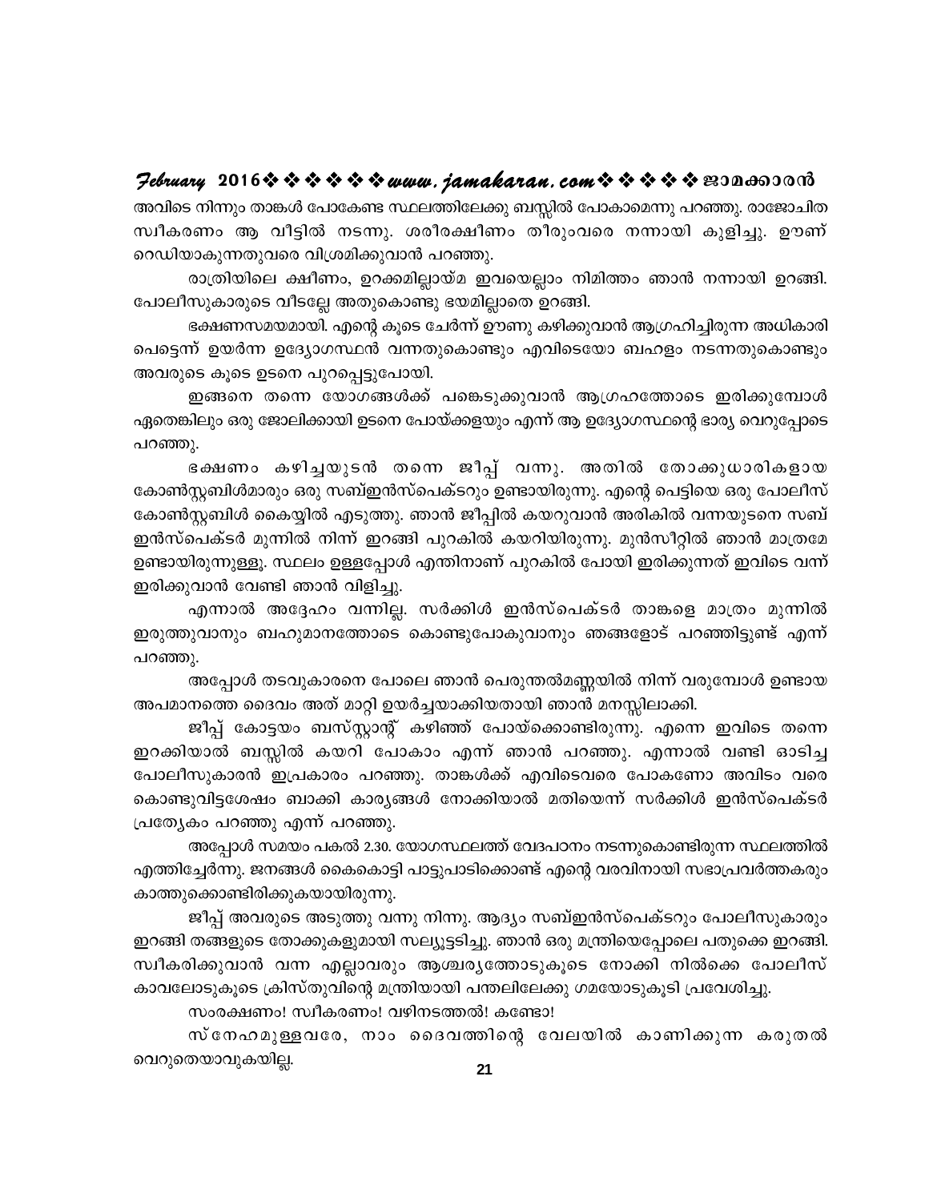അവിടെ നിന്നും താങ്കൾ പോകേണ്ട സ്ഥലത്തിലേക്കു ബസ്സിൽ പോകാമെന്നു പറഞ്ഞു. രാജോചിത സ്വീകരണം ആ വീട്ടിൽ നടന്നു. ശരീരക്ഷീണം തീരുംവരെ നന്നായി കുളിച്ചു. ഊണ് റെഡിയാകുന്നതുവരെ വിശ്രമിക്കുവാൻ പറഞ്ഞു.

രാത്രിയിലെ ക്ഷീണം, ഉറക്കമില്ലായ്മ ഇവയെല്ലാം നിമിത്തം ഞാൻ നന്നായി ഉറങ്ങി. പോലീസുകാരുടെ വീടല്ലേ അതുകൊണ്ടു ഭയമില്ലാതെ ഉറങ്ങി.

ഭക്ഷണസമയമായി. എന്റെ കൂടെ ചേർന്ന് ഊണു കഴിക്കുവാൻ ആഗ്രഹിച്ചിരുന്ന അധികാരി പെട്ടെന്ന് ഉയർന്ന ഉദ്യോഗസ്ഥൻ വന്നതുകൊണ്ടും എവിടെയോ ബഹളം നടന്നതുകൊണ്ടും അവരുടെ കൂടെ ഉടനെ പുറപ്പെട്ടുപോയി.

ഇങ്ങനെ തന്നെ യോഗങ്ങൾക്ക് പങ്കെടുക്കുവാൻ ആഗ്രഹത്തോടെ ഇരിക്കുമ്പോൾ ഏതെങ്കിലും ഒരു ജോലിക്കായി ഉടനെ പോയ്ക്കളയും എന്ന് ആ ഉദ്യോഗസ്ഥന്റെ ഭാര്യ വെറുപ്പോടെ പറഞ്ഞു.

ഭക്ഷണം കഴിച്ചയുടൻ തന്നെ ജീപ്പ് വന്നു. അതിൽ തോക്കുധാരികളായ കോൺസ്റ്റബിൾമാരും ഒരു സബ്ഇൻസ്പെക്ടറും ഉണ്ടായിരുന്നു. എന്റെ പെട്ടിയെ ഒരു പോലീസ് കോൺസ്റ്റബിൾ കൈയ്യിൽ എടുത്തു. ഞാൻ ജീപ്പിൽ കയറുവാൻ അരികിൽ വന്നയുടനെ സബ് ഇൻസ്പെക്ടർ മുന്നിൽ നിന്ന് ഇറങ്ങി പുറകിൽ കയറിയിരുന്നു. മുൻസീറ്റിൽ ഞാൻ മാത്രമേ ഉണ്ടായിരുന്നുള്ളൂ. സ്ഥലം ഉള്ളപ്പോൾ എന്തിനാണ് പുറകിൽ പോയി ഇരിക്കുന്നത് ഇവിടെ വന്ന് ഇരിക്കുവാൻ വേണ്ടി ഞാൻ വിളിച്ചു.

എന്നാൽ അദ്ദേഹം വന്നില്ല. സർക്കിൾ ഇൻസ്പെക്ടർ താങ്കളെ മാത്രം മുന്നിൽ ഇരുത്തുവാനും ബഹുമാനത്തോടെ കൊണ്ടുപോകുവാനും ഞങ്ങളോട് പറഞ്ഞിട്ടുണ്ട് എന്ന് പറഞ്ഞു.

അപ്പോൾ തടവുകാരനെ പോലെ ഞാൻ പെരുന്തൽമണ്ണയിൽ നിന്ന് വരുമ്പോൾ ഉണ്ടായ അപമാനത്തെ ദൈവം അത് മാറ്റി ഉയർച്ചയാക്കിയതായി ഞാൻ മനസ്സിലാക്കി.

ജീപ്പ് കോട്ടയം ബസ്സ്റ്റാന്റ് കഴിഞ്ഞ് പോയ്ക്കൊണ്ടിരുന്നു. എന്നെ ഇവിടെ തന്നെ ഇറക്കിയാൽ ബസ്സിൽ കയറി പോകാം എന്ന് ഞാൻ പറഞ്ഞു. എന്നാൽ വണ്ടി ഓടിച്ച പോലീസുകാരൻ ഇപ്രകാരം പറഞ്ഞു. താങ്കൾക്ക് എവിടെവരെ പോകണോ അവിടം വരെ കൊണ്ടുവിട്ടശേഷം ബാക്കി കാര്യങ്ങൾ നോക്കിയാൽ മതിയെന്ന് സർക്കിൾ ഇൻസ്പെക്ടർ പ്രത്യേകം പറഞ്ഞു എന്ന് പറഞ്ഞു.

അപ്പോൾ സമയം പകൽ 2.30. യോഗസ്ഥലത്ത് വേദപാഠം നടന്നുകൊണ്ടിരുന്ന സ്ഥലത്തിൽ എത്തിച്ചേർന്നു. ജനങ്ങൾ കൈകൊട്ടി പാട്ടുപാടിക്കൊണ്ട് എന്റെ വരവിനായി സഭാപ്രവർത്തകരും കാത്തുക്കൊണ്ടിരിക്കുകയായിരുന്നു.

ജീപ്പ് അവരുടെ അടുത്തു വന്നു നിന്നു. ആദ്യം സബ്ഇൻസ്പെക്ടറും പോലീസുകാരും ഇറങ്ങി തങ്ങളുടെ തോക്കുകളുമായി സല്യൂട്ടടിച്ചു. ഞാൻ ഒരു മന്ത്രിയെപ്പോലെ പതുക്കെ ഇറങ്ങി. സ്വീകരിക്കുവാൻ വന്ന എല്ലാവരും ആശ്ചര്യത്തോടുകൂടെ നോക്കി നിൽക്കെ പോലീസ് കാവലോടുകൂടെ ക്രിസ്തുവിന്റെ മന്ത്രിയായി പന്തലിലേക്കു ഗമയോടുകൂടി പ്രവേശിച്ചു.

സംരക്ഷണം! സ്വീകരണം! വഴിനടത്തൽ! കണ്ടോ!

സ്നേഹമുള്ളവരേ, നാം ദൈവത്തിന്റെ വേലയിൽ കാണിക്കുന്ന കരുതൽ വെറുതെയാവുകയില്ല.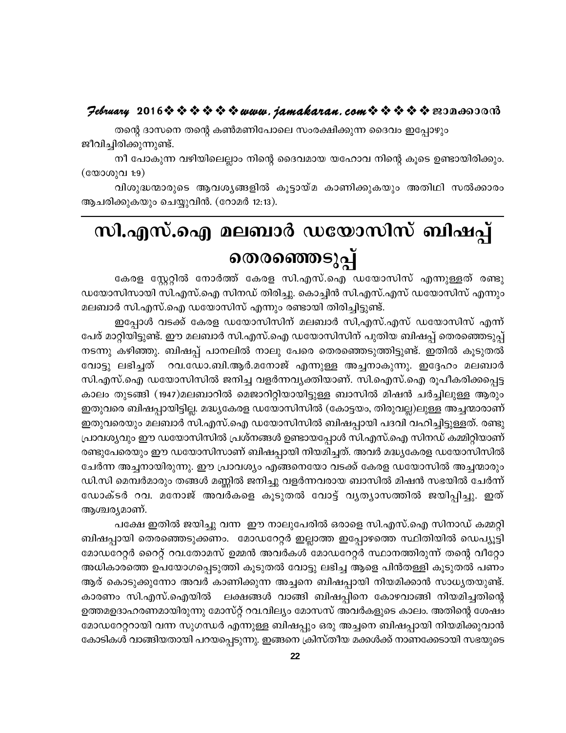തന്റെ ദാസനെ തന്റെ കൺമണിപോലെ സംരക്ഷിക്കുന്ന ദൈവം ഇപ്പോഴും ജീവിച്ചിരിക്കുന്നുണ്ട്.

നീ പോകുന്ന വഴിയിലെല്ലാം നിന്റെ ദൈവമായ യഹോവ നിന്റെ കൂടെ ഉണ്ടായിരിക്കും. (യോശുവ 1:9)

വിശുദ്ധന്മാരുടെ ആവശ്യങ്ങളിൽ കൂട്ടായ്മ കാണിക്കുകയും അതിഥി സൽക്കാരം ആചരിക്കുകയും ചെയ്യുവിൻ. (റോമർ 12:13).

# സി.എസ്.ഐ മലബാർ ഡയോസിസ് ബിഷപ്പ് തെരഞ്ഞെടുപ്പ്

കേരള സ്റ്റേറ്റിൽ നോർത്ത് കേരള സി.എസ്.ഐ ഡയോസിസ് എന്നുള്ളത് രണ്ടു ഡയോസിസായി സി.എസ്.ഐ സിനഡ് തിരിച്ചു. കൊച്ചിൻ സി.എസ്.എസ് ഡയോസിസ് എന്നും മലബാർ സി.എസ്.ഐ ഡയോസിസ് എന്നും രണ്ടായി തിരിച്ചിട്ടുണ്ട്.

ഇപ്പോൾ വടക്ക് കേരള ഡയോസിസിന് മലബാർ സി,എസ്.എസ് ഡയോസിസ് എന്ന് പേര് മാറ്റിയിട്ടുണ്ട്. ഈ മലബാർ സി.എസ്.ഐ ഡയോസിസിന് പുതിയ ബിഷപ്പ് തെരഞ്ഞെടുപ്പ് നടന്നു കഴിഞ്ഞു. ബിഷപ്പ് പാനലിൽ നാലു പേരെ തെരഞ്ഞെടുത്തിട്ടുണ്ട്. ഇതിൽ കൂടുതൽ വോട്ടു ലഭിച്ചത് റവ.ഡോ.ബി.ആർ.മനോജ് എന്നുള്ള അച്ചനാകുന്നു. ഇദ്ദേഹം മലബാർ സി.എസ്.ഐ ഡയോസിസിൽ ജനിച്ച വളർന്നവ്യക്തിയാണ്. സി.ഐസ്.ഐ രൂപീകരിക്കപ്പെട്ട കാലം തുടങ്ങി (1947)മലബാറിൽ മെജാറിറ്റിയായിട്ടുള്ള ബാസിൽ മിഷൻ ചർച്ചിലുള്ള ആരും ഇതുവരെ ബിഷപ്പായിട്ടില്ല. മദ്ധ്യകേരള ഡയോസിസിൽ (കോട്ടയം, തിരുവല്ല)ലുള്ള അച്ചന്മാരാണ് ഇതുവരെയും മലബാർ സി.എസ്.ഐ ഡയോസിസിൽ ബിഷപ്പായി പദവി വഹിച്ചിട്ടുള്ളത്. രണ്ടു പ്രാവശ്യവും ഈ ഡയോസിസിൽ പ്രശ്നങ്ങൾ ഉണ്ടായപ്പോൾ സി.എസ്.ഐ സിനഡ് കമ്മിറ്റിയാണ് രണ്ടുപേരെയും ഈ ഡയോസിസാണ് ബിഷപ്പായി നിയമിച്ചത്. അവർ മദ്ധ്യകേരള ഡയോസിസിൽ ചേർന്ന അച്ചനായിരുന്നു. ഈ പ്രാവശ്യം എങ്ങനെയോ വടക്ക് കേരള ഡയോസിൽ അച്ചന്മാരും ഡി.സി മെമ്പർമാരും തങ്ങൾ മണ്ണിൽ ജനിച്ചു വളർന്നവരായ ബാസിൽ മിഷൻ സഭയിൽ ചേർന്ന് ഡോക്ടർ റവ. മനോജ് അവർകളെ കൂടുതൽ വോട്ട് വ്യത്യാസത്തിൽ ജയിപ്പിച്ചു. ഇത് ആശ്ചര്യമാണ്.

പക്ഷേ ഇതിൽ ജയിച്ചു വന്ന ഈ നാലുപേരിൽ ഒരാളെ സി.എസ്.ഐ സിനാഡ് കമ്മറ്റി ബിഷപ്പായി തെരഞ്ഞെടുക്കണം. മോഡറേറ്റർ ഇല്ലാത്ത ഇപ്പോഴത്തെ സ്ഥിതിയിൽ ഡെപ്യൂട്ടി മോഡറേറ്റർ റൈറ്റ് റവ.തോമസ് ഉമ്മൻ അവർകൾ മോഡറേറ്റർ സ്ഥാനത്തിരുന്ന് തന്റെ വീറ്റോ അധികാരത്തെ ഉപയോഗപ്പെടുത്തി കൂടുതൽ വോട്ടു ലഭിച്ച ആളെ പിൻതള്ളി കൂടുതൽ പണം ആര് കൊടുക്കുന്നോ അവർ കാണിക്കുന്ന അച്ചനെ ബിഷപ്പായി നിയമിക്കാൻ സാധ്യതയുണ്ട്. കാരണം സി.എസ്.ഐയിൽ ലക്ഷങ്ങൾ വാങ്ങി ബിഷപ്പിനെ കോഴവാങ്ങി നിയമിച്ചതിന്റെ ഉത്തമഉദാഹരണമായിരുന്നു മോസ്റ്റ് റവ.വില്യം മോസസ് അവർകളുടെ കാലം. അതിന്റെ ശേഷം മോഡറേറ്ററായി വന്ന സുഗന്ധർ എന്നുള്ള ബിഷപ്പും ഒരു അച്ചനെ ബിഷപ്പായി നിയമിക്കുവാൻ കോടികൾ വാങ്ങിയതായി പറയപ്പെടുന്നു. ഇങ്ങനെ ക്രിസ്തീയ മക്കൾക്ക് നാണക്കേടായി സഭയുടെ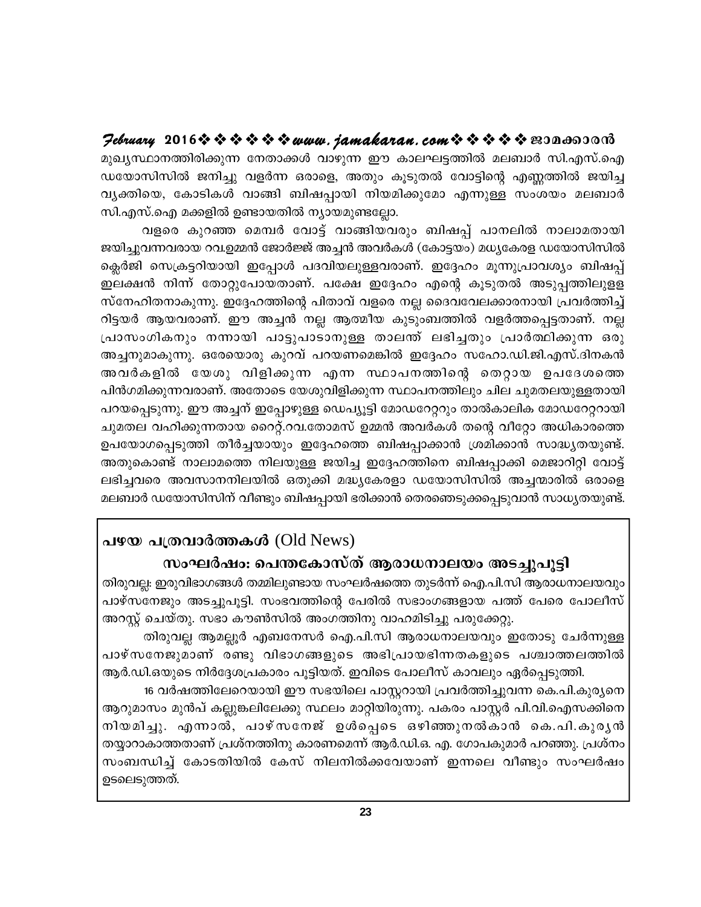മുഖ്യസ്ഥാനത്തിരിക്കുന്ന നേതാക്കൾ വാഴുന്ന ഈ കാലഘട്ടത്തിൽ മലബാർ സി.എസ്.ഐ ഡയോസിസിൽ ജനിച്ചു വളർന്ന ഒരാളെ, അതും കൂടുതൽ വോട്ടിന്റെ എണ്ണത്തിൽ ജയിച്ച വ്യക്തിയെ, കോടികൾ വാങ്ങി ബിഷപ്പായി നിയമിക്കുമോ എന്നുള്ള സംശയം മലബാർ സി.എസ്.ഐ മക്കളിൽ ഉണ്ടായതിൽ ന്യായമുണ്ടല്ലോ.

വളരെ കുറഞ്ഞ മെമ്പർ വോട്ട് വാങ്ങിയവരും ബിഷപ്പ് പാനലിൽ നാലാമതായി ജയിച്ചുവന്നവരായ റവ.ഉമ്മൻ ജോർജ്ജ് അച്ചൻ അവർകൾ (കോട്ടയം) മധ്യകേരള ഡയോസിസിൽ ക്ലെർജി സെക്രട്ടറിയായി ഇപ്പോൾ പദവിയലുള്ളവരാണ്. ഇദ്ദേഹം മൂന്നുപ്രാവശ്യം ബിഷപ്പ് ഇലക്ഷൻ നിന്ന് തോറ്റുപോയതാണ്. പക്ഷേ ഇദ്ദേഹം എന്റെ കൂടുതൽ അടുപ്പത്തിലുള്ള സ്നേഹിതനാകുന്നു. ഇദ്ദേഹത്തിന്റെ പിതാവ് വളരെ നല്ല ദൈവവേലക്കാരനായി പ്രവർത്തിച്ച് റിട്ടയർ ആയവരാണ്. ഈ അച്ചൻ നല്ല ആത്മീയ കുടുംബത്തിൽ വളർത്തപ്പെട്ടതാണ്. നല്ല പ്രാസംഗികനും നന്നായി പാട്ടുപാടാനുള്ള താലന്ത് ലഭിച്ചതും പ്രാർത്ഥിക്കുന്ന ഒരു അച്ചനുമാകുന്നു. ഒരേയൊരു കുറവ് പറയണമെങ്കിൽ ഇദ്ദേഹം സഹോ.ഡി.ജി.എസ്.ദിനകൻ അവർകളിൽ യേശു വിളിക്കുന്ന എന്ന സ്ഥാപനത്തിന്റെ തെറ്റായ ഉപദേശത്തെ പിൻഗമിക്കുന്നവരാണ്. അതോടെ യേശുവിളിക്കുന്ന സ്ഥാപനത്തിലും ചില ചുമതലയുള്ളതായി പറയപ്പെടുന്നു. ഈ അച്ചന് ഇപ്പോഴുള്ള ഡെപ്യൂട്ടി മോഡറേറ്ററും താൽകാലിക മോഡറേറ്ററായി ചുമതല വഹിക്കുന്നതായ റൈറ്റ്.റവ.തോമസ് ഉമ്മൻ അവർകൾ തന്റെ വീറ്റോ അധികാരത്തെ ഉപയോഗപ്പെടുത്തി തീർച്ചയായും ഇദ്ദേഹത്തെ ബിഷപ്പാക്കാൻ ശ്രമിക്കാൻ സാദ്ധ്യതയുണ്ട്. അതുകൊണ്ട് നാലാമത്തെ നിലയുള്ള ജയിച്ച ഇദ്ദേഹത്തിനെ ബിഷപ്പാക്കി മെജാറിറ്റി വോട്ട് ലഭിച്ചവരെ അവസാനനിലയിൽ ഒതുക്കി മദ്ധ്യകേരളാ ഡയോസിസിൽ അച്ചന്മാരിൽ ഒരാളെ മലബാർ ഡയോസിസിന് വീണ്ടും ബിഷപ്പായി ഭരിക്കാൻ തെരഞ്ഞെടുക്കപ്പെടുവാൻ സാധ്യതയുണ്ട്.

---

## പഴയ പത്രവാർത്തകൾ (Old News)

### സംഘർഷം: പെന്തകോസ്ത് ആരാധനാലയം അടച്ചുപൂട്ടി

തിരുവല്ല: ഇരുവിഭാഗങ്ങൾ തമ്മിലുണ്ടായ സംഘർഷത്തെ തുടർന്ന് ഐ.പി.സി ആരാധനാലയവും പാഴ്സനേജും അടച്ചുപൂട്ടി. സംഭവത്തിന്റെ പേരിൽ സഭാംഗങ്ങളായ പത്ത് പേരെ പോലീസ് അറസ്റ്റ് ചെയ്തു. സഭാ കൗൺസിൽ അംഗത്തിനു വാഹമിടിച്ചു പരുക്കേറ്റു.

തിരുവല്ല ആമല്ലൂർ എബനേസർ ഐ.പി.സി ആരാധനാലയവും ഇതോടു ചേർന്നുള്ള പാഴ്സനേജുമാണ് രണ്ടു വിഭാഗങ്ങളുടെ അഭിപ്രായഭിന്നതകളുടെ പശ്ചാത്തലത്തിൽ ആർ.ഡി.ഒയുടെ നിർദ്ദേശപ്രകാരം പൂട്ടിയത്. ഇവിടെ പോലീസ് കാവലും ഏർപ്പെടുത്തി.

16 വർഷത്തിലേറെയായി ഈ സഭയിലെ പാസ്റ്ററായി പ്രവർത്തിച്ചുവന്ന കെ.പി.കുര്യനെ ആറുമാസം മുൻപ് കല്ലുങ്കലിലേക്കു സ്ഥലം മാറ്റിയിരുന്നു. പകരം പാസ്റ്റർ പി.വി.ഐസക്കിനെ നിയമിച്ചു. എന്നാൽ, പാഴ്സനേജ് ഉൾപ്പെടെ ഒഴിഞ്ഞുനൽകാൻ കെ.പി.കുര്യൻ തയ്യാറാകാത്തതാണ് പ്രശ്നത്തിനു കാരണമെന്ന് ആർ.ഡി.ഒ. എ. ഗോപകുമാർ പറഞ്ഞു. പ്രശ്നം സംബന്ധിച്ച് കോടതിയിൽ കേസ് നിലനിൽക്കവേയാണ് ഇന്നലെ വീണ്ടും സംഘർഷം ഉടലെടുത്തത്.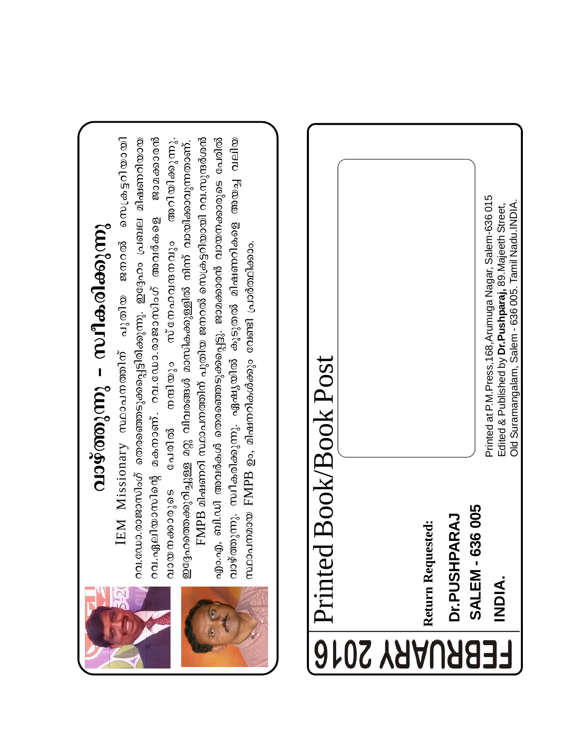# വാഴ്ത്തുന്നു – സ്വീകരിക്കുന്നു

IEM Missionary സ്ഥാപനത്തിന് പുതിയ ജനറൽ സെക്രട്ടറിയായി റവ.ഡോ.രാജാസിംഗ് തെരഞ്ഞെടുക്കപ്പെട്ടിരിക്കുന്നു. ഇദ്ദേഹം പ്രബല മിഷണറിയായ റവ.ഏലിയാസിന്റെ മകനാണ്. റവ.ഡോ.രാജാസിംഗ് അവർകളെ ജാമക്കാരൻ വായനക്കാരുടെ പേരിൽ നന്ദിയും സ്നേഹവന്ദനവും അറിയിക്കുന്നു. ഇദ്ദേഹത്തെക്കുറിച്ചുള്ള മറ്റു വിവരങ്ങൾ മാസികക്കുള്ളിൽ നിന്ന് വായിക്കാവുന്നതാണ്.

FMPB മിഷണറി സ്ഥാപനത്തിന് പുതിയ ജനറൽ സെക്രട്ടറിയായി റവ.സുന്ദർസൺ എം.എ. ബി.ഡി അവർകൾ തെരഞ്ഞെടുക്കപ്പെട്ടു. ജാമക്കാരൻ വായനക്കാരുടെ പേരിൽ വാഴ്ത്തുന്നു. സ്വീകരിക്കുന്നു. ഭൂഷ്യതിൽ കൂടുതൽ മിഷണറികളെ അയച്ച വലിയ സ്ഥാപനമായ FMPB ഉം, മിഷനറികൾക്കും വേണ്ടി പ്രാർത്ഥിക്കാം.

FEBRUARY 2016

Printed Book/Book Post

**Return Requested:**

**Dr.PUSHPARAJ**
**SALEM - 636 005**
**INDIA.**

Printed at P.M.Press,168,Arumuga Nagar, Salem-636 015
Edited & Published by **Dr.Pushparaj,** 89.Majeeth Street,
Old Suramangalam, Salem - 636 005. Tamil Nadu.INDIA.